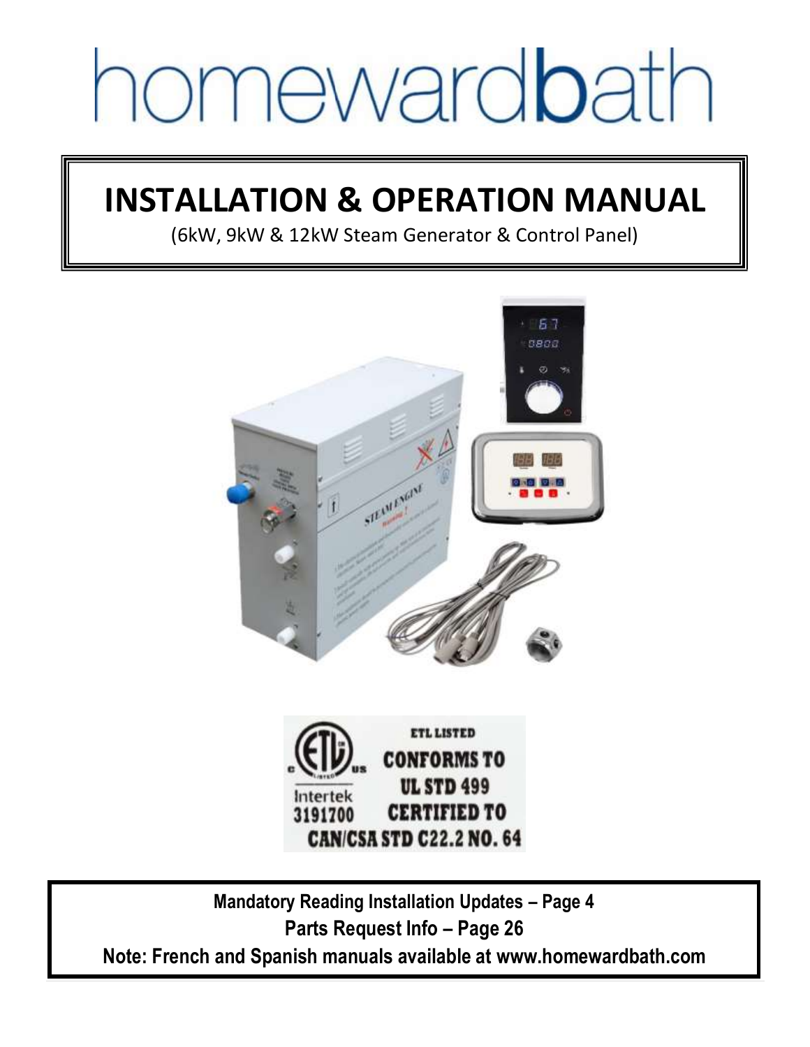# homewardbath

# INSTALLATION & OPERATION MANUAL

(6kW, 9kW & 12kW Steam Generator & Control Panel)

ETL LISTED
CONFORMS TO
UL STD 499
CERTIFIED TO
CAN/CSA STD C22.2 NO. 64

Intertek
3191700

**Mandatory Reading Installation Updates – Page 4**

**Parts Request Info – Page 26**

**Note: French and Spanish manuals available at www.homewardbath.com**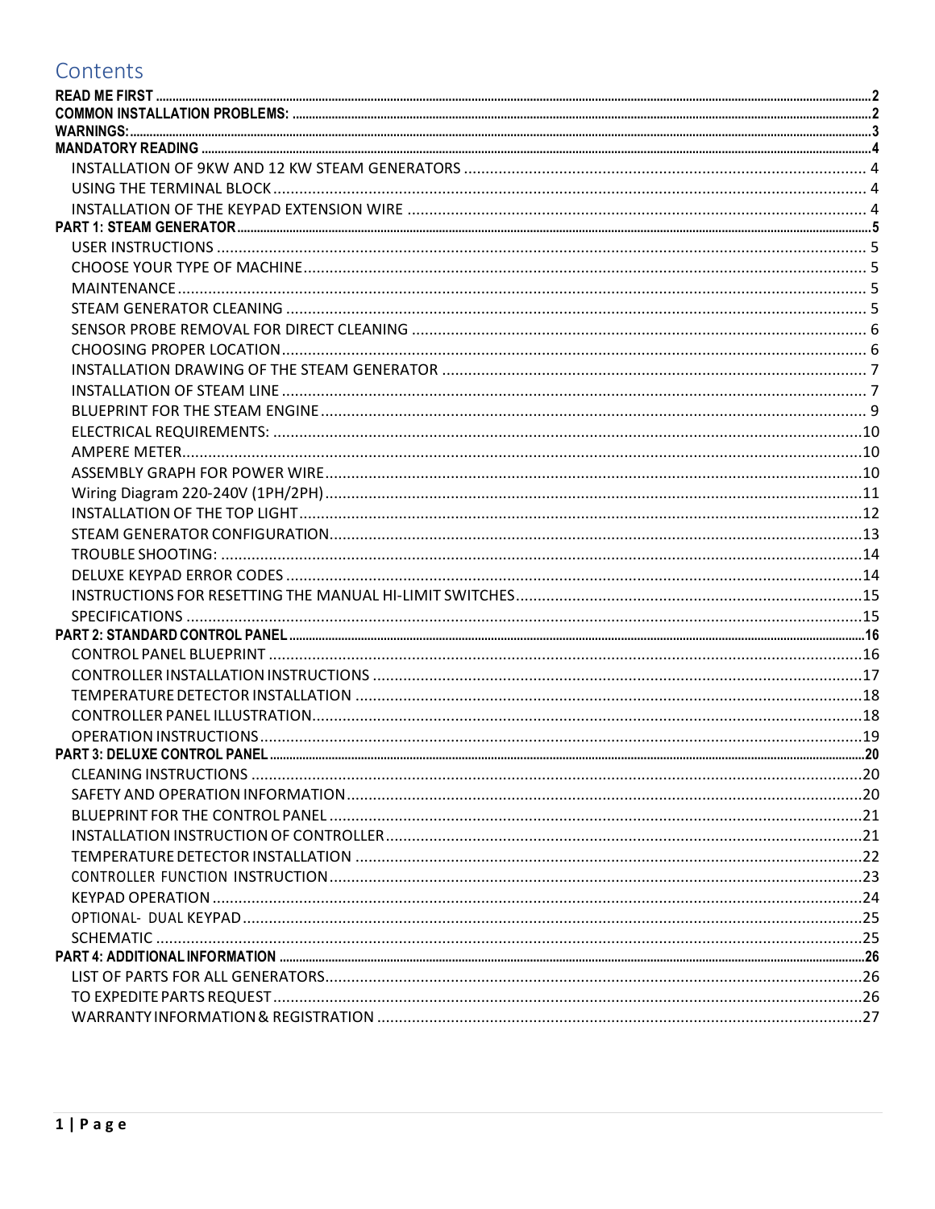# Contents

**READ ME FIRST** ..... 2
**COMMON INSTALLATION PROBLEMS:** ..... 2
**WARNINGS:** ..... 3
**MANDATORY READING** ..... 4
- INSTALLATION OF 9KW AND 12 KW STEAM GENERATORS ..... 4
- USING THE TERMINAL BLOCK ..... 4
- INSTALLATION OF THE KEYPAD EXTENSION WIRE ..... 4

**PART 1: STEAM GENERATOR** ..... 5
- USER INSTRUCTIONS ..... 5
- CHOOSE YOUR TYPE OF MACHINE ..... 5
- MAINTENANCE ..... 5
- STEAM GENERATOR CLEANING ..... 5
- SENSOR PROBE REMOVAL FOR DIRECT CLEANING ..... 6
- CHOOSING PROPER LOCATION ..... 6
- INSTALLATION DRAWING OF THE STEAM GENERATOR ..... 7
- INSTALLATION OF STEAM LINE ..... 7
- BLUEPRINT FOR THE STEAM ENGINE ..... 9
- ELECTRICAL REQUIREMENTS: ..... 10
- AMPERE METER ..... 10
- ASSEMBLY GRAPH FOR POWER WIRE ..... 10
- Wiring Diagram 220-240V (1PH/2PH) ..... 11
- INSTALLATION OF THE TOP LIGHT ..... 12
- STEAM GENERATOR CONFIGURATION ..... 13
- TROUBLE SHOOTING: ..... 14
- DELUXE KEYPAD ERROR CODES ..... 14
- INSTRUCTIONS FOR RESETTING THE MANUAL HI-LIMIT SWITCHES ..... 15
- SPECIFICATIONS ..... 15

**PART 2: STANDARD CONTROL PANEL** ..... 16
- CONTROL PANEL BLUEPRINT ..... 16
- CONTROLLER INSTALLATION INSTRUCTIONS ..... 17
- TEMPERATURE DETECTOR INSTALLATION ..... 18
- CONTROLLER PANEL ILLUSTRATION ..... 18
- OPERATION INSTRUCTIONS ..... 19

**PART 3: DELUXE CONTROL PANEL** ..... 20
- CLEANING INSTRUCTIONS ..... 20
- SAFETY AND OPERATION INFORMATION ..... 20
- BLUEPRINT FOR THE CONTROL PANEL ..... 21
- INSTALLATION INSTRUCTION OF CONTROLLER ..... 21
- TEMPERATURE DETECTOR INSTALLATION ..... 22
- CONTROLLER FUNCTION INSTRUCTION ..... 23
- KEYPAD OPERATION ..... 24
- OPTIONAL- DUAL KEYPAD ..... 25
- SCHEMATIC ..... 25

**PART 4: ADDITIONAL INFORMATION** ..... 26
- LIST OF PARTS FOR ALL GENERATORS ..... 26
- TO EXPEDITE PARTS REQUEST ..... 26
- WARRANTY INFORMATION & REGISTRATION ..... 27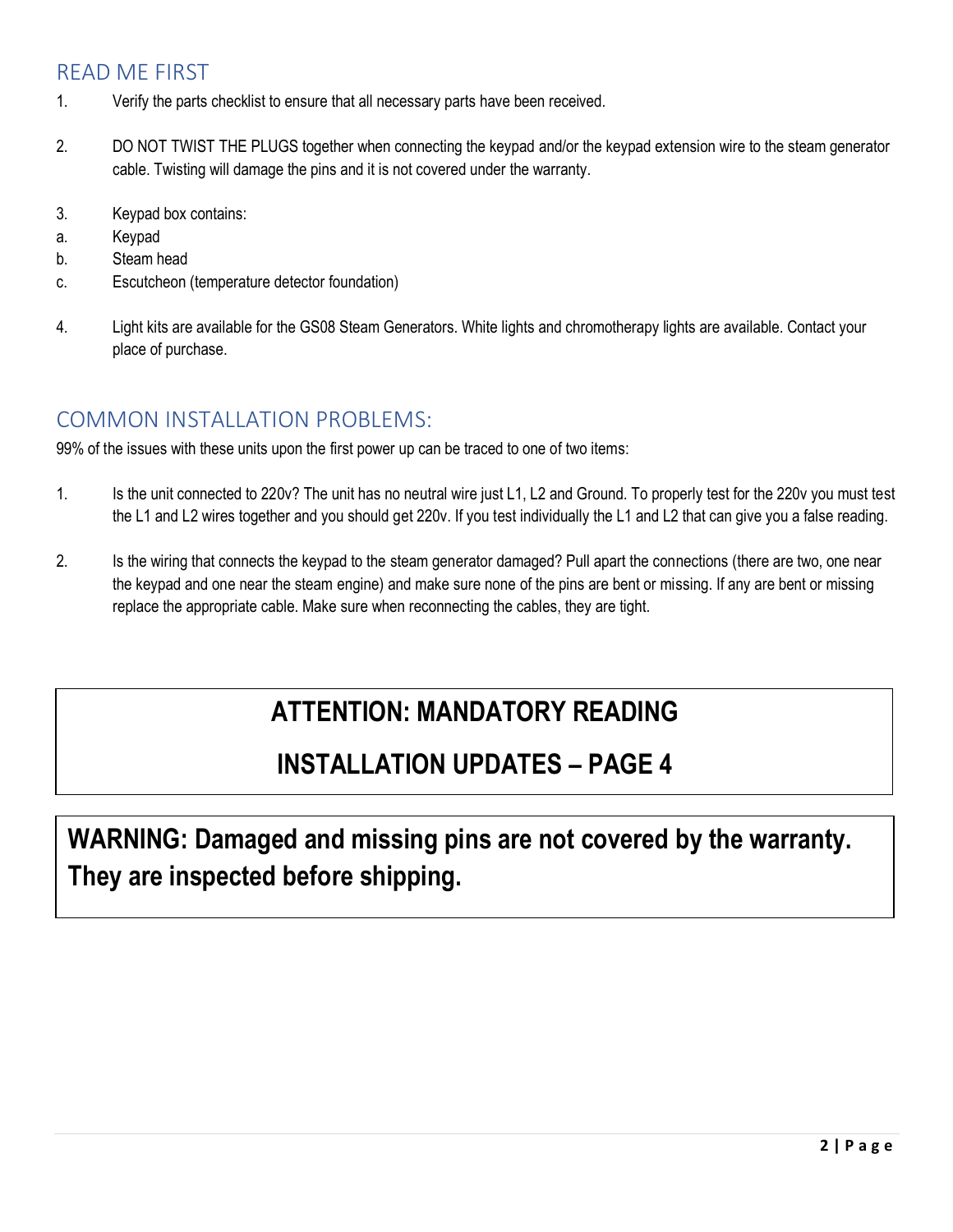## READ ME FIRST

1. Verify the parts checklist to ensure that all necessary parts have been received.

2. DO NOT TWIST THE PLUGS together when connecting the keypad and/or the keypad extension wire to the steam generator cable. Twisting will damage the pins and it is not covered under the warranty.

3. Keypad box contains:
   a. Keypad
   b. Steam head
   c. Escutcheon (temperature detector foundation)

4. Light kits are available for the GS08 Steam Generators. White lights and chromotherapy lights are available. Contact your place of purchase.

## COMMON INSTALLATION PROBLEMS:

99% of the issues with these units upon the first power up can be traced to one of two items:

1. Is the unit connected to 220v? The unit has no neutral wire just L1, L2 and Ground. To properly test for the 220v you must test the L1 and L2 wires together and you should get 220v. If you test individually the L1 and L2 that can give you a false reading.

2. Is the wiring that connects the keypad to the steam generator damaged? Pull apart the connections (there are two, one near the keypad and one near the steam engine) and make sure none of the pins are bent or missing. If any are bent or missing replace the appropriate cable. Make sure when reconnecting the cables, they are tight.

**ATTENTION: MANDATORY READING**

**INSTALLATION UPDATES – PAGE 4**

**WARNING: Damaged and missing pins are not covered by the warranty. They are inspected before shipping.**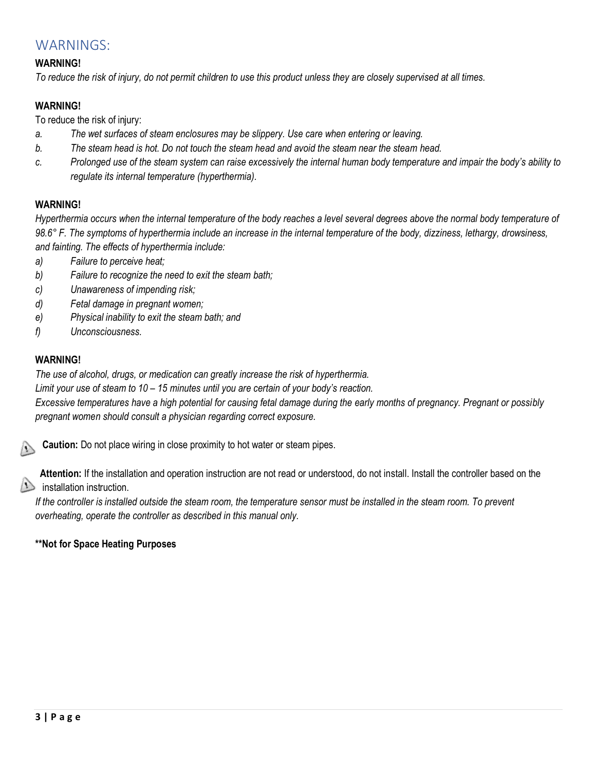## WARNINGS:

**WARNING!**

*To reduce the risk of injury, do not permit children to use this product unless they are closely supervised at all times.*

**WARNING!**

To reduce the risk of injury:

- a. *The wet surfaces of steam enclosures may be slippery. Use care when entering or leaving.*
- b. *The steam head is hot. Do not touch the steam head and avoid the steam near the steam head.*
- c. *Prolonged use of the steam system can raise excessively the internal human body temperature and impair the body's ability to regulate its internal temperature (hyperthermia).*

**WARNING!**

*Hyperthermia occurs when the internal temperature of the body reaches a level several degrees above the normal body temperature of 98.6° F. The symptoms of hyperthermia include an increase in the internal temperature of the body, dizziness, lethargy, drowsiness, and fainting. The effects of hyperthermia include:*

- a) *Failure to perceive heat;*
- b) *Failure to recognize the need to exit the steam bath;*
- c) *Unawareness of impending risk;*
- d) *Fetal damage in pregnant women;*
- e) *Physical inability to exit the steam bath; and*
- f) *Unconsciousness.*

**WARNING!**

*The use of alcohol, drugs, or medication can greatly increase the risk of hyperthermia.*
*Limit your use of steam to 10 – 15 minutes until you are certain of your body's reaction.*
*Excessive temperatures have a high potential for causing fetal damage during the early months of pregnancy. Pregnant or possibly pregnant women should consult a physician regarding correct exposure.*

**Caution:** Do not place wiring in close proximity to hot water or steam pipes.

**Attention:** If the installation and operation instruction are not read or understood, do not install. Install the controller based on the installation instruction.
*If the controller is installed outside the steam room, the temperature sensor must be installed in the steam room. To prevent overheating, operate the controller as described in this manual only.*

**\*\*Not for Space Heating Purposes**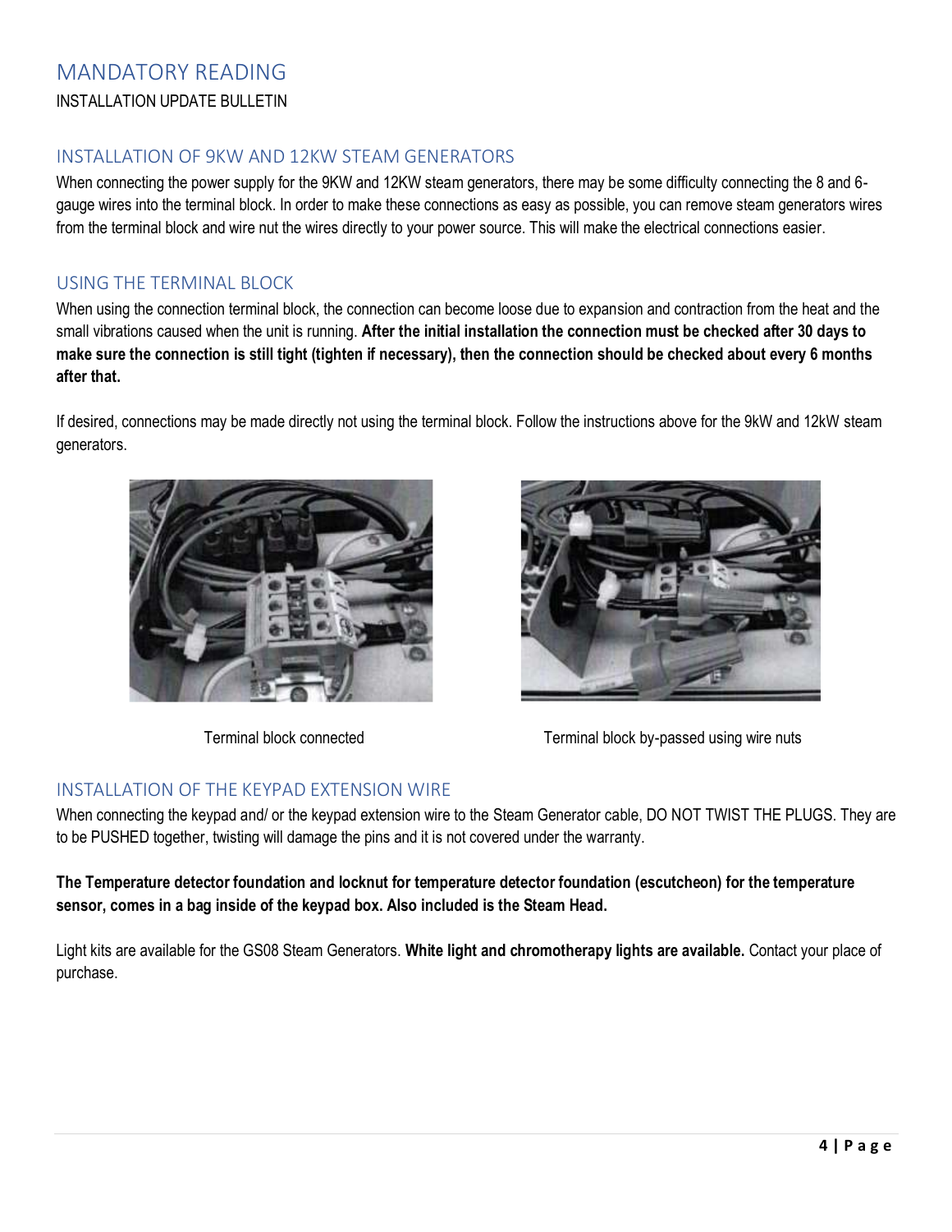# MANDATORY READING

INSTALLATION UPDATE BULLETIN

## INSTALLATION OF 9KW AND 12KW STEAM GENERATORS

When connecting the power supply for the 9KW and 12KW steam generators, there may be some difficulty connecting the 8 and 6-gauge wires into the terminal block. In order to make these connections as easy as possible, you can remove steam generators wires from the terminal block and wire nut the wires directly to your power source. This will make the electrical connections easier.

## USING THE TERMINAL BLOCK

When using the connection terminal block, the connection can become loose due to expansion and contraction from the heat and the small vibrations caused when the unit is running. **After the initial installation the connection must be checked after 30 days to make sure the connection is still tight (tighten if necessary), then the connection should be checked about every 6 months after that.**

If desired, connections may be made directly not using the terminal block. Follow the instructions above for the 9kW and 12kW steam generators.

Terminal block connected

Terminal block by-passed using wire nuts

## INSTALLATION OF THE KEYPAD EXTENSION WIRE

When connecting the keypad and/ or the keypad extension wire to the Steam Generator cable, DO NOT TWIST THE PLUGS. They are to be PUSHED together, twisting will damage the pins and it is not covered under the warranty.

**The Temperature detector foundation and locknut for temperature detector foundation (escutcheon) for the temperature sensor, comes in a bag inside of the keypad box. Also included is the Steam Head.**

Light kits are available for the GS08 Steam Generators. **White light and chromotherapy lights are available.** Contact your place of purchase.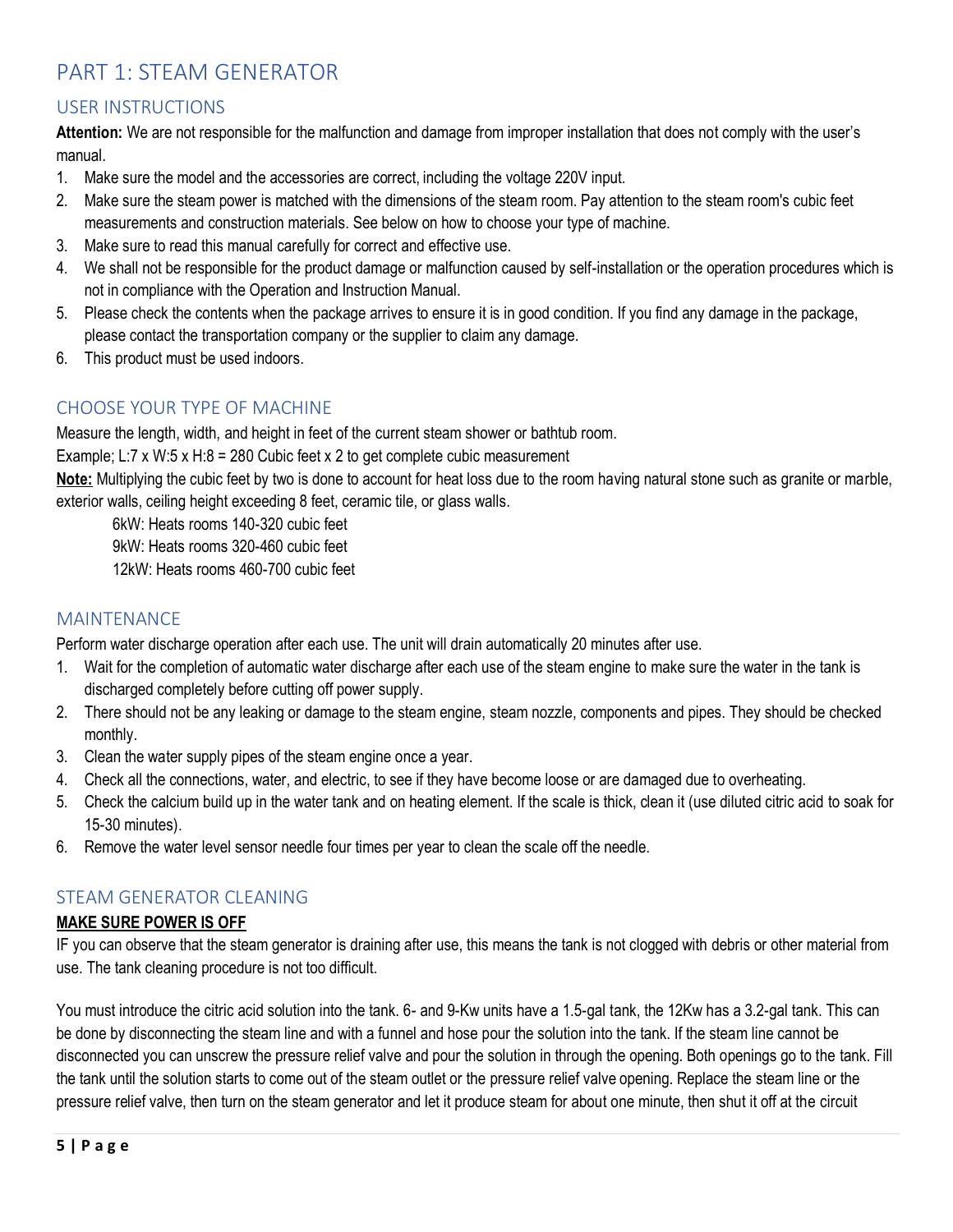# PART 1: STEAM GENERATOR

## USER INSTRUCTIONS

**Attention:** We are not responsible for the malfunction and damage from improper installation that does not comply with the user's manual.

1. Make sure the model and the accessories are correct, including the voltage 220V input.
2. Make sure the steam power is matched with the dimensions of the steam room. Pay attention to the steam room's cubic feet measurements and construction materials. See below on how to choose your type of machine.
3. Make sure to read this manual carefully for correct and effective use.
4. We shall not be responsible for the product damage or malfunction caused by self-installation or the operation procedures which is not in compliance with the Operation and Instruction Manual.
5. Please check the contents when the package arrives to ensure it is in good condition. If you find any damage in the package, please contact the transportation company or the supplier to claim any damage.
6. This product must be used indoors.

## CHOOSE YOUR TYPE OF MACHINE

Measure the length, width, and height in feet of the current steam shower or bathtub room.

Example; L:7 x W:5 x H:8 = 280 Cubic feet x 2 to get complete cubic measurement

**Note:** Multiplying the cubic feet by two is done to account for heat loss due to the room having natural stone such as granite or marble, exterior walls, ceiling height exceeding 8 feet, ceramic tile, or glass walls.

- 6kW: Heats rooms 140-320 cubic feet
- 9kW: Heats rooms 320-460 cubic feet
- 12kW: Heats rooms 460-700 cubic feet

## MAINTENANCE

Perform water discharge operation after each use. The unit will drain automatically 20 minutes after use.

1. Wait for the completion of automatic water discharge after each use of the steam engine to make sure the water in the tank is discharged completely before cutting off power supply.
2. There should not be any leaking or damage to the steam engine, steam nozzle, components and pipes. They should be checked monthly.
3. Clean the water supply pipes of the steam engine once a year.
4. Check all the connections, water, and electric, to see if they have become loose or are damaged due to overheating.
5. Check the calcium build up in the water tank and on heating element. If the scale is thick, clean it (use diluted citric acid to soak for 15-30 minutes).
6. Remove the water level sensor needle four times per year to clean the scale off the needle.

## STEAM GENERATOR CLEANING

**MAKE SURE POWER IS OFF**

IF you can observe that the steam generator is draining after use, this means the tank is not clogged with debris or other material from use. The tank cleaning procedure is not too difficult.

You must introduce the citric acid solution into the tank. 6- and 9-Kw units have a 1.5-gal tank, the 12Kw has a 3.2-gal tank. This can be done by disconnecting the steam line and with a funnel and hose pour the solution into the tank. If the steam line cannot be disconnected you can unscrew the pressure relief valve and pour the solution in through the opening. Both openings go to the tank. Fill the tank until the solution starts to come out of the steam outlet or the pressure relief valve opening. Replace the steam line or the pressure relief valve, then turn on the steam generator and let it produce steam for about one minute, then shut it off at the circuit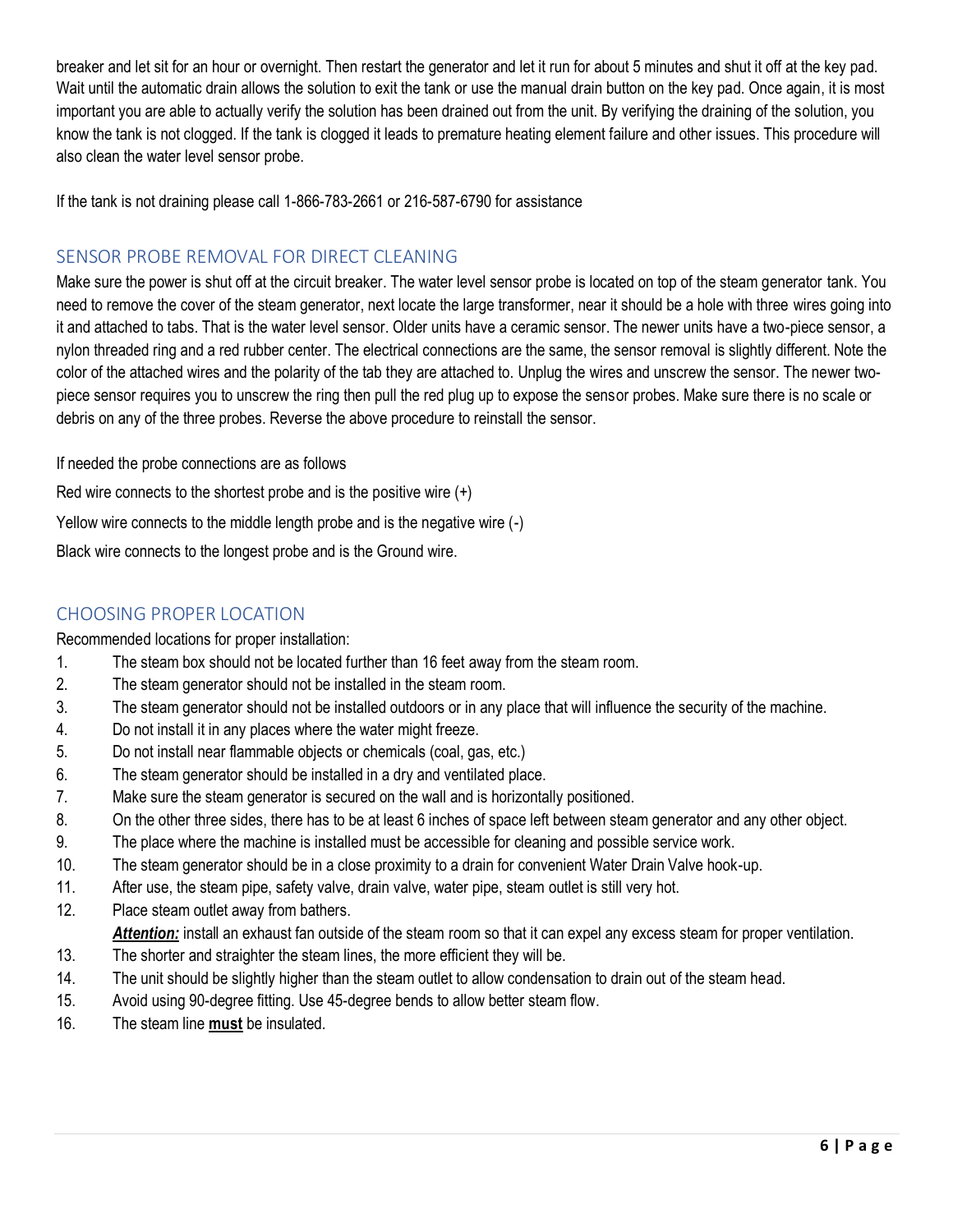breaker and let sit for an hour or overnight. Then restart the generator and let it run for about 5 minutes and shut it off at the key pad. Wait until the automatic drain allows the solution to exit the tank or use the manual drain button on the key pad. Once again, it is most important you are able to actually verify the solution has been drained out from the unit. By verifying the draining of the solution, you know the tank is not clogged. If the tank is clogged it leads to premature heating element failure and other issues. This procedure will also clean the water level sensor probe.

If the tank is not draining please call 1-866-783-2661 or 216-587-6790 for assistance

## SENSOR PROBE REMOVAL FOR DIRECT CLEANING

Make sure the power is shut off at the circuit breaker. The water level sensor probe is located on top of the steam generator tank. You need to remove the cover of the steam generator, next locate the large transformer, near it should be a hole with three wires going into it and attached to tabs. That is the water level sensor. Older units have a ceramic sensor. The newer units have a two-piece sensor, a nylon threaded ring and a red rubber center. The electrical connections are the same, the sensor removal is slightly different. Note the color of the attached wires and the polarity of the tab they are attached to. Unplug the wires and unscrew the sensor. The newer two-piece sensor requires you to unscrew the ring then pull the red plug up to expose the sensor probes. Make sure there is no scale or debris on any of the three probes. Reverse the above procedure to reinstall the sensor.

If needed the probe connections are as follows

Red wire connects to the shortest probe and is the positive wire (+)

Yellow wire connects to the middle length probe and is the negative wire (-)

Black wire connects to the longest probe and is the Ground wire.

## CHOOSING PROPER LOCATION

Recommended locations for proper installation:

1. The steam box should not be located further than 16 feet away from the steam room.
2. The steam generator should not be installed in the steam room.
3. The steam generator should not be installed outdoors or in any place that will influence the security of the machine.
4. Do not install it in any places where the water might freeze.
5. Do not install near flammable objects or chemicals (coal, gas, etc.)
6. The steam generator should be installed in a dry and ventilated place.
7. Make sure the steam generator is secured on the wall and is horizontally positioned.
8. On the other three sides, there has to be at least 6 inches of space left between steam generator and any other object.
9. The place where the machine is installed must be accessible for cleaning and possible service work.
10. The steam generator should be in a close proximity to a drain for convenient Water Drain Valve hook-up.
11. After use, the steam pipe, safety valve, drain valve, water pipe, steam outlet is still very hot.
12. Place steam outlet away from bathers.
    ***Attention:*** install an exhaust fan outside of the steam room so that it can expel any excess steam for proper ventilation.
13. The shorter and straighter the steam lines, the more efficient they will be.
14. The unit should be slightly higher than the steam outlet to allow condensation to drain out of the steam head.
15. Avoid using 90-degree fitting. Use 45-degree bends to allow better steam flow.
16. The steam line **must** be insulated.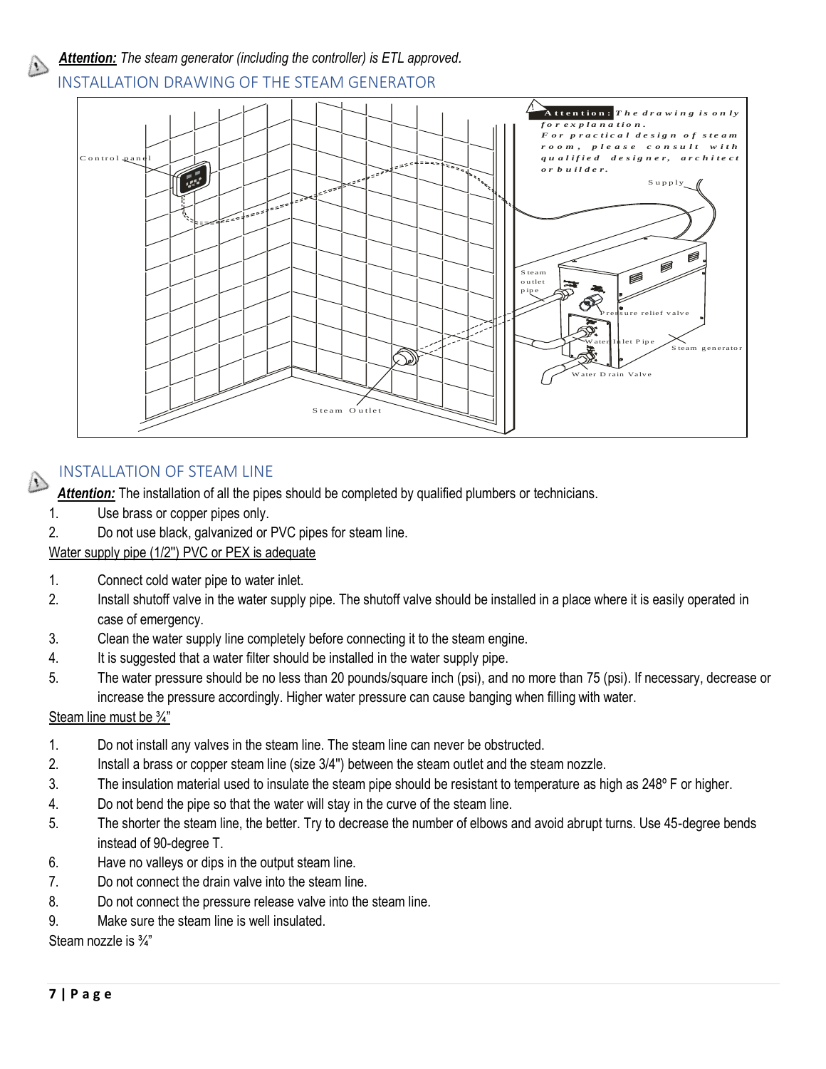***Attention:*** *The steam generator (including the controller) is ETL approved.*

## INSTALLATION DRAWING OF THE STEAM GENERATOR

**Attention:** *The drawing is only for explanation. For practical design of steam room, please consult with qualified designer, architect or builder.*

Control panel

Supply

Steam outlet pipe

Pressure relief valve

Water Inlet Pipe

Steam generator

Water Drain Valve

Steam Outlet

## INSTALLATION OF STEAM LINE

***Attention:*** The installation of all the pipes should be completed by qualified plumbers or technicians.

1. Use brass or copper pipes only.
2. Do not use black, galvanized or PVC pipes for steam line.

Water supply pipe (1/2") PVC or PEX is adequate

1. Connect cold water pipe to water inlet.
2. Install shutoff valve in the water supply pipe. The shutoff valve should be installed in a place where it is easily operated in case of emergency.
3. Clean the water supply line completely before connecting it to the steam engine.
4. It is suggested that a water filter should be installed in the water supply pipe.
5. The water pressure should be no less than 20 pounds/square inch (psi), and no more than 75 (psi). If necessary, decrease or increase the pressure accordingly. Higher water pressure can cause banging when filling with water.

Steam line must be ¾"

1. Do not install any valves in the steam line. The steam line can never be obstructed.
2. Install a brass or copper steam line (size 3/4") between the steam outlet and the steam nozzle.
3. The insulation material used to insulate the steam pipe should be resistant to temperature as high as 248º F or higher.
4. Do not bend the pipe so that the water will stay in the curve of the steam line.
5. The shorter the steam line, the better. Try to decrease the number of elbows and avoid abrupt turns. Use 45-degree bends instead of 90-degree T.
6. Have no valleys or dips in the output steam line.
7. Do not connect the drain valve into the steam line.
8. Do not connect the pressure release valve into the steam line.
9. Make sure the steam line is well insulated.

Steam nozzle is ¾"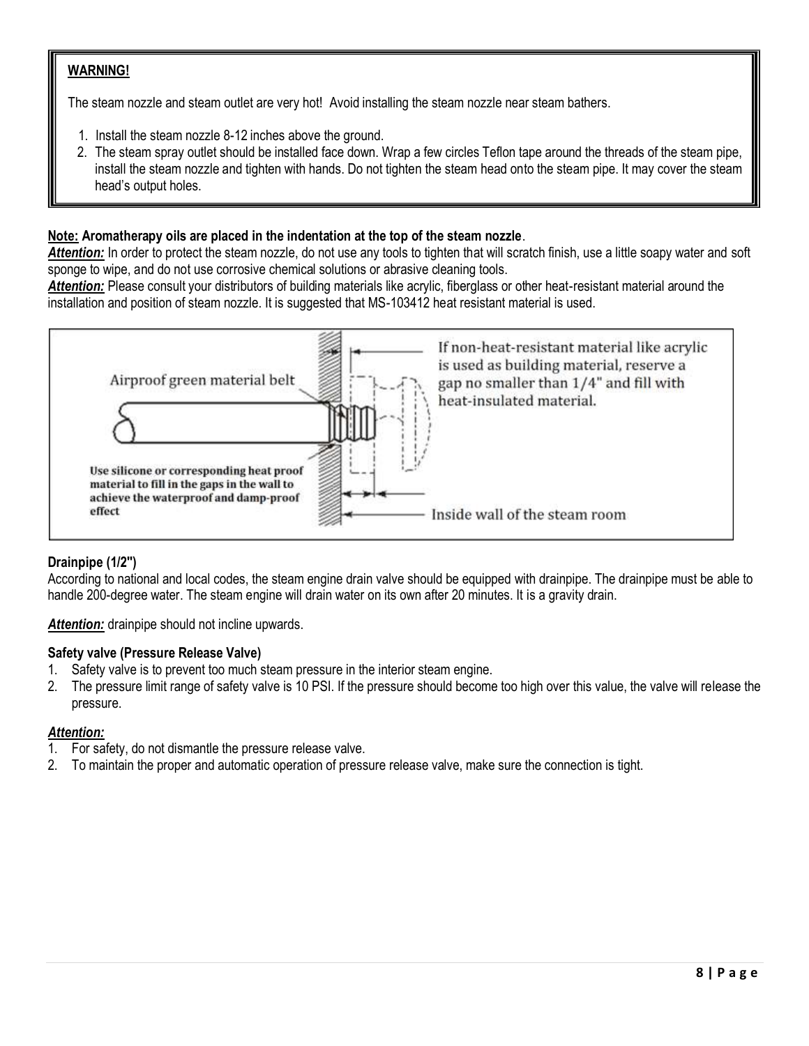**WARNING!**

The steam nozzle and steam outlet are very hot! Avoid installing the steam nozzle near steam bathers.

1. Install the steam nozzle 8-12 inches above the ground.
2. The steam spray outlet should be installed face down. Wrap a few circles Teflon tape around the threads of the steam pipe, install the steam nozzle and tighten with hands. Do not tighten the steam head onto the steam pipe. It may cover the steam head's output holes.

**Note: Aromatherapy oils are placed in the indentation at the top of the steam nozzle**.

***Attention:*** In order to protect the steam nozzle, do not use any tools to tighten that will scratch finish, use a little soapy water and soft sponge to wipe, and do not use corrosive chemical solutions or abrasive cleaning tools.

***Attention:*** Please consult your distributors of building materials like acrylic, fiberglass or other heat-resistant material around the installation and position of steam nozzle. It is suggested that MS-103412 heat resistant material is used.

Airproof green material belt

If non-heat-resistant material like acrylic is used as building material, reserve a gap no smaller than 1/4" and fill with heat-insulated material.

**Use silicone or corresponding heat proof material to fill in the gaps in the wall to achieve the waterproof and damp-proof effect**

Inside wall of the steam room

**Drainpipe (1/2")**

According to national and local codes, the steam engine drain valve should be equipped with drainpipe. The drainpipe must be able to handle 200-degree water. The steam engine will drain water on its own after 20 minutes. It is a gravity drain.

***Attention:*** drainpipe should not incline upwards.

**Safety valve (Pressure Release Valve)**

1. Safety valve is to prevent too much steam pressure in the interior steam engine.
2. The pressure limit range of safety valve is 10 PSI. If the pressure should become too high over this value, the valve will release the pressure.

***Attention:***

1. For safety, do not dismantle the pressure release valve.
2. To maintain the proper and automatic operation of pressure release valve, make sure the connection is tight.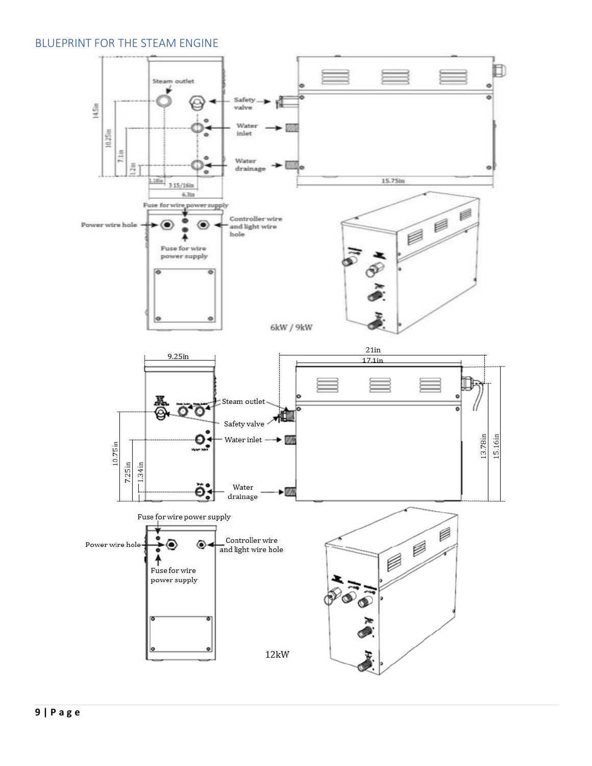## BLUEPRINT FOR THE STEAM ENGINE

Steam outlet

Safety valve

Water inlet

Water drainage

14.5in

10.25in

7.1in

1.2in

1.18in

3 15/16in

6.3in

15.75in

Fuse for wire power supply

Power wire hole

Controller wire and light wire hole

Fuse for wire power supply

6kW / 9kW

9.25in

21in

17.1in

Steam outlet

Safety valve

Water inlet

Water drainage

10.75in

7.25in

1.34in

13.78in

15.16in

Fuse for wire power supply

Power wire hole

Controller wire and light wire hole

Fuse for wire power supply

12kW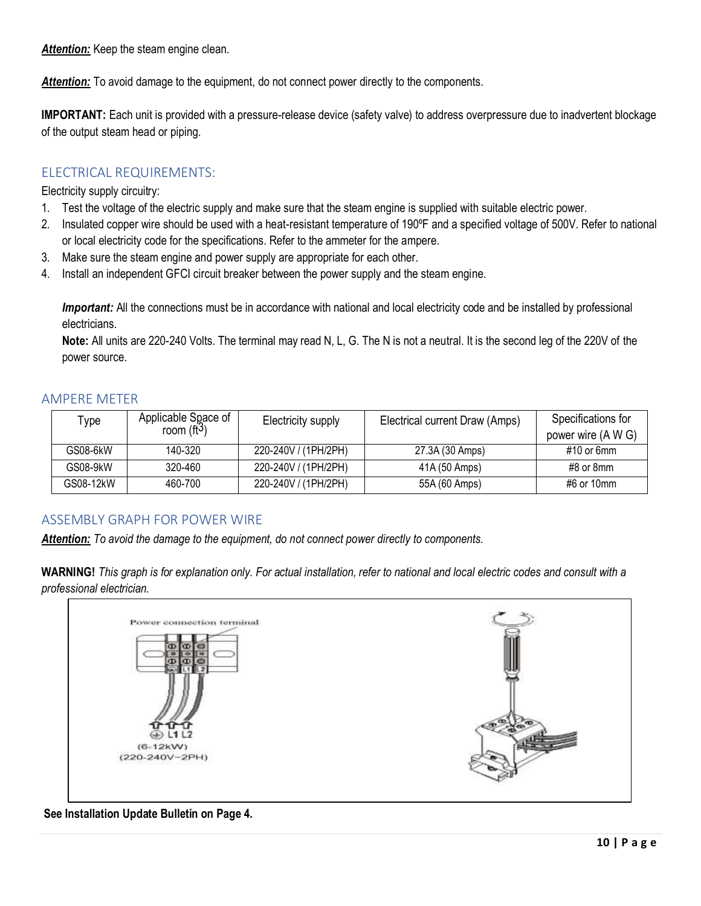***Attention:*** Keep the steam engine clean.

***Attention:*** To avoid damage to the equipment, do not connect power directly to the components.

**IMPORTANT:** Each unit is provided with a pressure-release device (safety valve) to address overpressure due to inadvertent blockage of the output steam head or piping.

## ELECTRICAL REQUIREMENTS:

Electricity supply circuitry:

1. Test the voltage of the electric supply and make sure that the steam engine is supplied with suitable electric power.
2. Insulated copper wire should be used with a heat-resistant temperature of 190ºF and a specified voltage of 500V. Refer to national or local electricity code for the specifications. Refer to the ammeter for the ampere.
3. Make sure the steam engine and power supply are appropriate for each other.
4. Install an independent GFCI circuit breaker between the power supply and the steam engine.

***Important:*** All the connections must be in accordance with national and local electricity code and be installed by professional electricians.

**Note:** All units are 220-240 Volts. The terminal may read N, L, G. The N is not a neutral. It is the second leg of the 220V of the power source.

## AMPERE METER

| Type | Applicable Space of room (ft$^3$) | Electricity supply | Electrical current Draw (Amps) | Specifications for power wire (A W G) |
|---|---|---|---|---|
| GS08-6kW | 140-320 | 220-240V / (1PH/2PH) | 27.3A (30 Amps) | #10 or 6mm |
| GS08-9kW | 320-460 | 220-240V / (1PH/2PH) | 41A (50 Amps) | #8 or 8mm |
| GS08-12kW | 460-700 | 220-240V / (1PH/2PH) | 55A (60 Amps) | #6 or 10mm |

## ASSEMBLY GRAPH FOR POWER WIRE

***Attention:*** *To avoid the damage to the equipment, do not connect power directly to components.*

**WARNING!** *This graph is for explanation only. For actual installation, refer to national and local electric codes and consult with a professional electrician.*

Power connection terminal

⊕ L1 L2
(6-12kW)
(220-240V~2PH)

**See Installation Update Bulletin on Page 4.**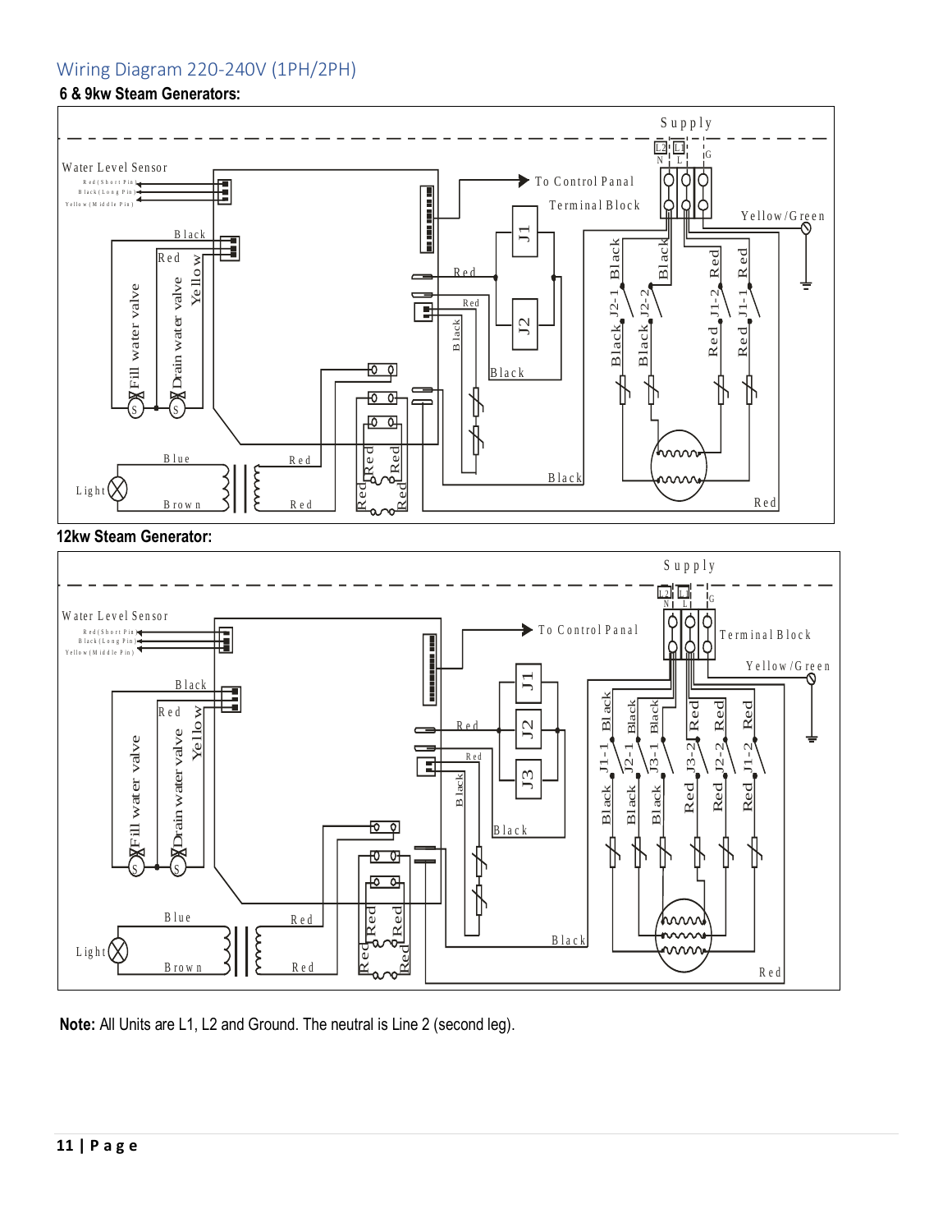# Wiring Diagram 220-240V (1PH/2PH)

**6 & 9kw Steam Generators:**

Supply

L2 L1 G

N L

Water Level Sensor

Red (Short Pin)

Black (Long Pin)

Yellow (Middle Pin)

To Control Panal

Terminal Block

Yellow/Green

Black

Red

Yellow

Fill water valve

Drain water valve

J1

J2

Red

Red

Black

Black

Black J2-1 Black

Black J2-2 Black

Red J1-2 Red

Red J1-1 Red

Blue

Red

Light

Brown

Red

Red Red

Red Red

Black

Red

**12kw Steam Generator:**

Supply

L2 L1 G

N L

Water Level Sensor

Red (Short Pin)

Black (Long Pin)

Yellow (Middle Pin)

To Control Panal

Terminal Block

Yellow/Green

Black

Red

Yellow

Fill water valve

Drain water valve

J1

J2

J3

Red

Red

Black

Black

Black J1-1 Black

Black J2-1 Black

Black J3-1 Black

Red J3-2 Red

Red J2-2 Red

Red J1-2 Red

Blue

Red

Light

Brown

Red

Red Red

Red Red

Black

Red

**Note:** All Units are L1, L2 and Ground. The neutral is Line 2 (second leg).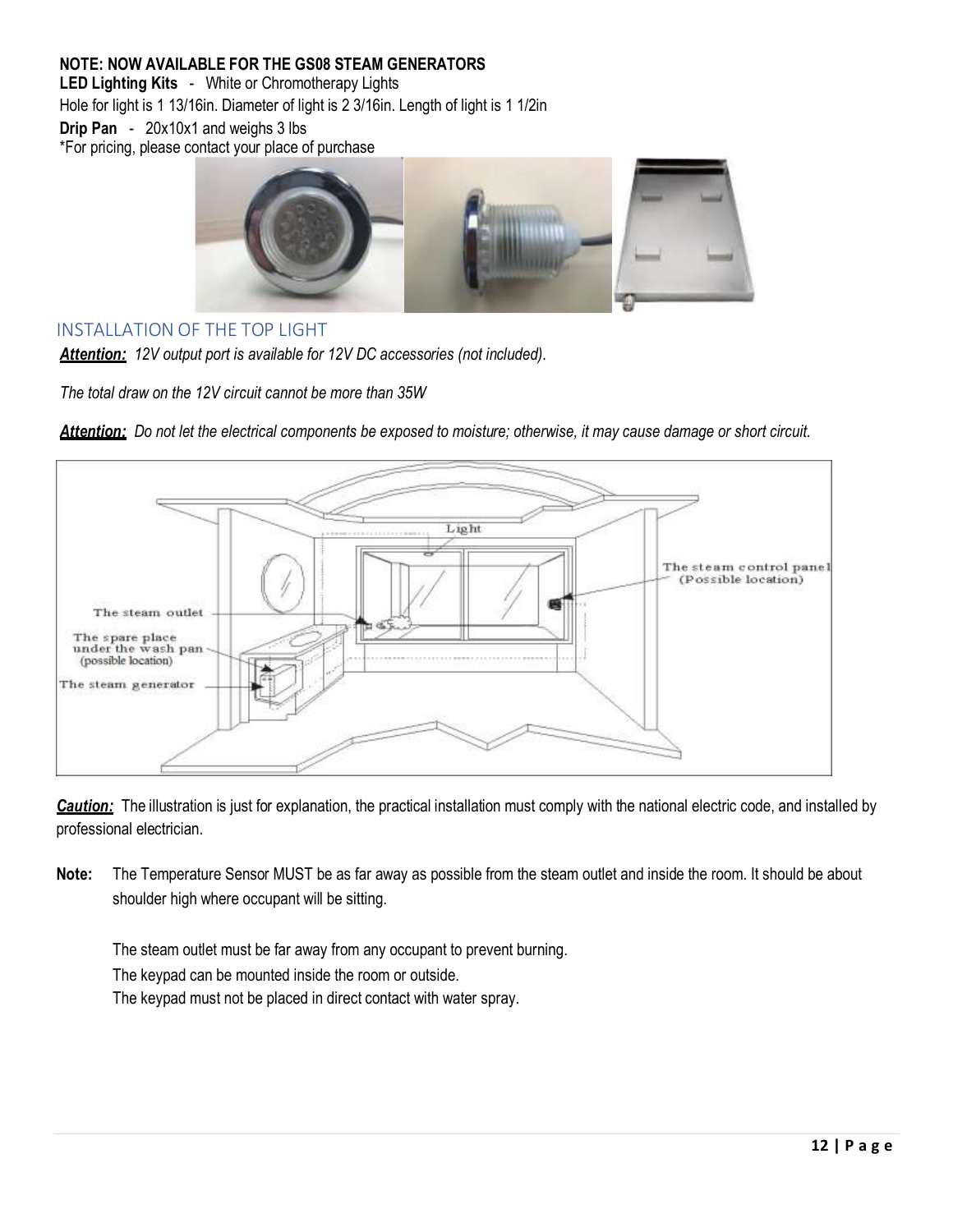**NOTE: NOW AVAILABLE FOR THE GS08 STEAM GENERATORS**

**LED Lighting Kits** - White or Chromotherapy Lights

Hole for light is 1 13/16in. Diameter of light is 2 3/16in. Length of light is 1 1/2in

**Drip Pan** - 20x10x1 and weighs 3 lbs

*For pricing, please contact your place of purchase

## INSTALLATION OF THE TOP LIGHT

***Attention:*** *12V output port is available for 12V DC accessories (not included).*

*The total draw on the 12V circuit cannot be more than 35W*

***Attention:*** *Do not let the electrical components be exposed to moisture; otherwise, it may cause damage or short circuit.*

***Caution:*** The illustration is just for explanation, the practical installation must comply with the national electric code, and installed by professional electrician.

**Note:** The Temperature Sensor MUST be as far away as possible from the steam outlet and inside the room. It should be about shoulder high where occupant will be sitting.

The steam outlet must be far away from any occupant to prevent burning.

The keypad can be mounted inside the room or outside.

The keypad must not be placed in direct contact with water spray.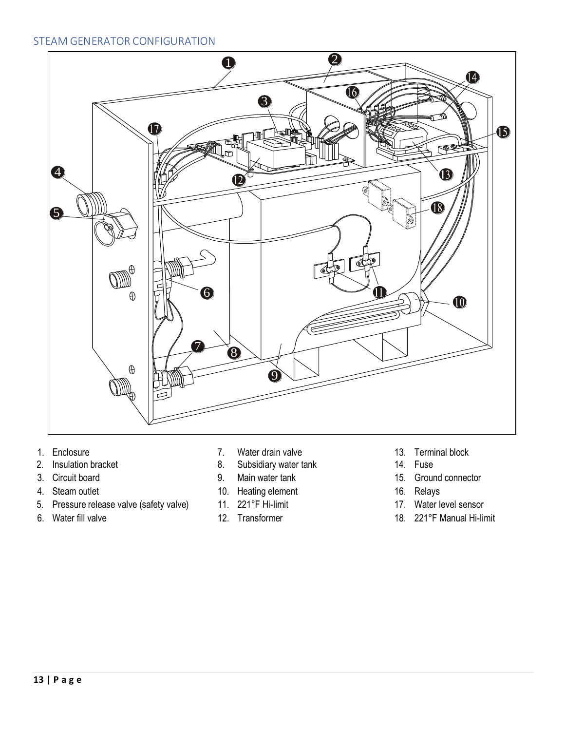## STEAM GENERATOR CONFIGURATION

1. Enclosure
2. Insulation bracket
3. Circuit board
4. Steam outlet
5. Pressure release valve (safety valve)
6. Water fill valve
7. Water drain valve
8. Subsidiary water tank
9. Main water tank
10. Heating element
11. 221°F Hi-limit
12. Transformer
13. Terminal block
14. Fuse
15. Ground connector
16. Relays
17. Water level sensor
18. 221°F Manual Hi-limit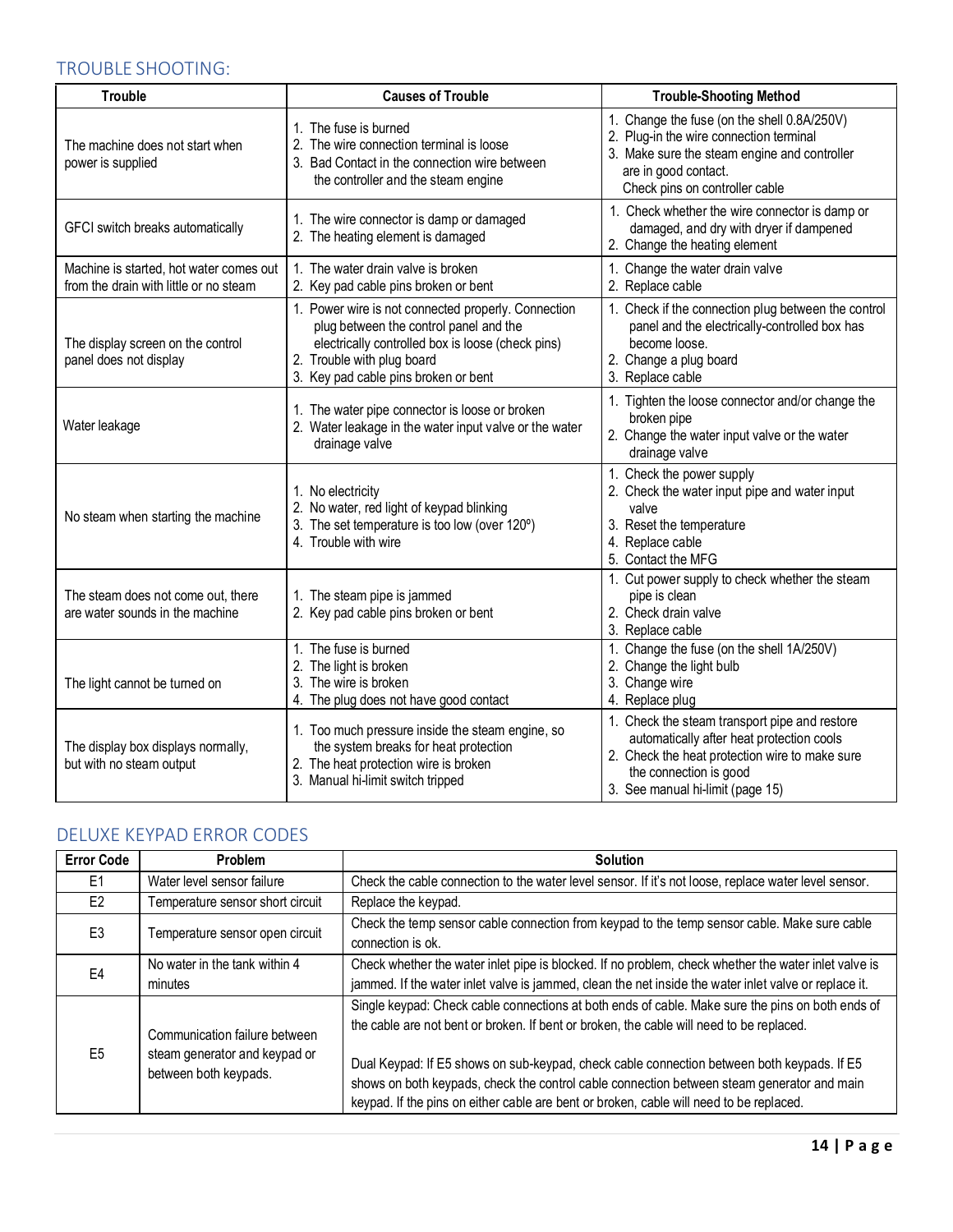## TROUBLE SHOOTING:

| Trouble | Causes of Trouble | Trouble-Shooting Method |
|---|---|---|
| The machine does not start when power is supplied | 1. The fuse is burned<br>2. The wire connection terminal is loose<br>3. Bad Contact in the connection wire between the controller and the steam engine | 1. Change the fuse (on the shell 0.8A/250V)<br>2. Plug-in the wire connection terminal<br>3. Make sure the steam engine and controller are in good contact. Check pins on controller cable |
| GFCI switch breaks automatically | 1. The wire connector is damp or damaged<br>2. The heating element is damaged | 1. Check whether the wire connector is damp or damaged, and dry with dryer if dampened<br>2. Change the heating element |
| Machine is started, hot water comes out from the drain with little or no steam | 1. The water drain valve is broken<br>2. Key pad cable pins broken or bent | 1. Change the water drain valve<br>2. Replace cable |
| The display screen on the control panel does not display | 1. Power wire is not connected properly. Connection plug between the control panel and the electrically controlled box is loose (check pins)<br>2. Trouble with plug board<br>3. Key pad cable pins broken or bent | 1. Check if the connection plug between the control panel and the electrically-controlled box has become loose.<br>2. Change a plug board<br>3. Replace cable |
| Water leakage | 1. The water pipe connector is loose or broken<br>2. Water leakage in the water input valve or the water drainage valve | 1. Tighten the loose connector and/or change the broken pipe<br>2. Change the water input valve or the water drainage valve |
| No steam when starting the machine | 1. No electricity<br>2. No water, red light of keypad blinking<br>3. The set temperature is too low (over 120º)<br>4. Trouble with wire | 1. Check the power supply<br>2. Check the water input pipe and water input valve<br>3. Reset the temperature<br>4. Replace cable<br>5. Contact the MFG |
| The steam does not come out, there are water sounds in the machine | 1. The steam pipe is jammed<br>2. Key pad cable pins broken or bent | 1. Cut power supply to check whether the steam pipe is clean<br>2. Check drain valve<br>3. Replace cable |
| The light cannot be turned on | 1. The fuse is burned<br>2. The light is broken<br>3. The wire is broken<br>4. The plug does not have good contact | 1. Change the fuse (on the shell 1A/250V)<br>2. Change the light bulb<br>3. Change wire<br>4. Replace plug |
| The display box displays normally, but with no steam output | 1. Too much pressure inside the steam engine, so the system breaks for heat protection<br>2. The heat protection wire is broken<br>3. Manual hi-limit switch tripped | 1. Check the steam transport pipe and restore automatically after heat protection cools<br>2. Check the heat protection wire to make sure the connection is good<br>3. See manual hi-limit (page 15) |

## DELUXE KEYPAD ERROR CODES

| Error Code | Problem | Solution |
|---|---|---|
| E1 | Water level sensor failure | Check the cable connection to the water level sensor. If it's not loose, replace water level sensor. |
| E2 | Temperature sensor short circuit | Replace the keypad. |
| E3 | Temperature sensor open circuit | Check the temp sensor cable connection from keypad to the temp sensor cable. Make sure cable connection is ok. |
| E4 | No water in the tank within 4 minutes | Check whether the water inlet pipe is blocked. If no problem, check whether the water inlet valve is jammed. If the water inlet valve is jammed, clean the net inside the water inlet valve or replace it. |
| E5 | Communication failure between steam generator and keypad or between both keypads. | Single keypad: Check cable connections at both ends of cable. Make sure the pins on both ends of the cable are not bent or broken. If bent or broken, the cable will need to be replaced.<br><br>Dual Keypad: If E5 shows on sub-keypad, check cable connection between both keypads. If E5 shows on both keypads, check the control cable connection between steam generator and main keypad. If the pins on either cable are bent or broken, cable will need to be replaced. |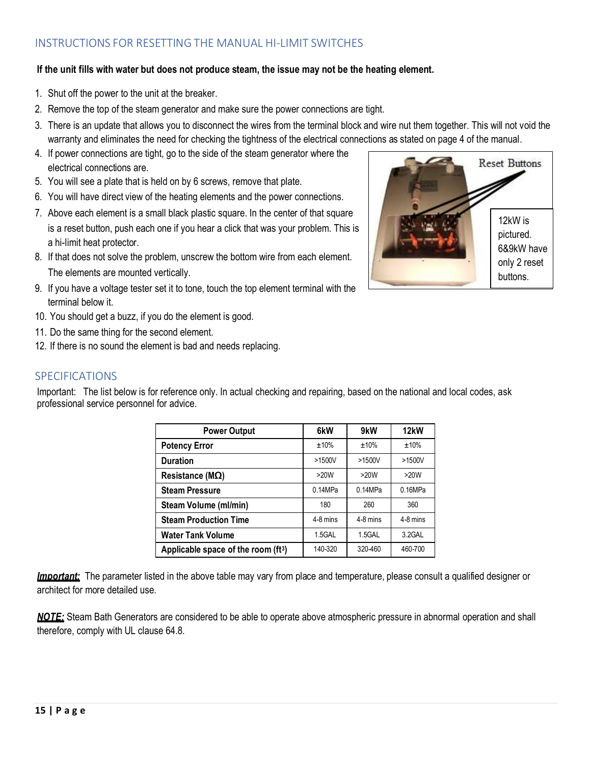## INSTRUCTIONS FOR RESETTING THE MANUAL HI-LIMIT SWITCHES

**If the unit fills with water but does not produce steam, the issue may not be the heating element.**

1. Shut off the power to the unit at the breaker.
2. Remove the top of the steam generator and make sure the power connections are tight.
3. There is an update that allows you to disconnect the wires from the terminal block and wire nut them together. This will not void the warranty and eliminates the need for checking the tightness of the electrical connections as stated on page 4 of the manual.
4. If power connections are tight, go to the side of the steam generator where the electrical connections are.
5. You will see a plate that is held on by 6 screws, remove that plate.
6. You will have direct view of the heating elements and the power connections.
7. Above each element is a small black plastic square. In the center of that square is a reset button, push each one if you hear a click that was your problem. This is a hi-limit heat protector.
8. If that does not solve the problem, unscrew the bottom wire from each element. The elements are mounted vertically.
9. If you have a voltage tester set it to tone, touch the top element terminal with the terminal below it.
10. You should get a buzz, if you do the element is good.
11. Do the same thing for the second element.
12. If there is no sound the element is bad and needs replacing.

Reset Buttons

12kW is pictured. 6&9kW have only 2 reset buttons.

## SPECIFICATIONS

Important: The list below is for reference only. In actual checking and repairing, based on the national and local codes, ask professional service personnel for advice.

| Power Output | 6kW | 9kW | 12kW |
|---|---|---|---|
| Potency Error | ±10% | ±10% | ±10% |
| Duration | >1500V | >1500V | >1500V |
| Resistance (MΩ) | >20W | >20W | >20W |
| Steam Pressure | 0.14MPa | 0.14MPa | 0.16MPa |
| Steam Volume (ml/min) | 180 | 260 | 360 |
| Steam Production Time | 4-8 mins | 4-8 mins | 4-8 mins |
| Water Tank Volume | 1.5GAL | 1.5GAL | 3.2GAL |
| Applicable space of the room ($ft^3$) | 140-320 | 320-460 | 460-700 |

***Important:*** The parameter listed in the above table may vary from place and temperature, please consult a qualified designer or architect for more detailed use.

***NOTE:*** Steam Bath Generators are considered to be able to operate above atmospheric pressure in abnormal operation and shall therefore, comply with UL clause 64.8.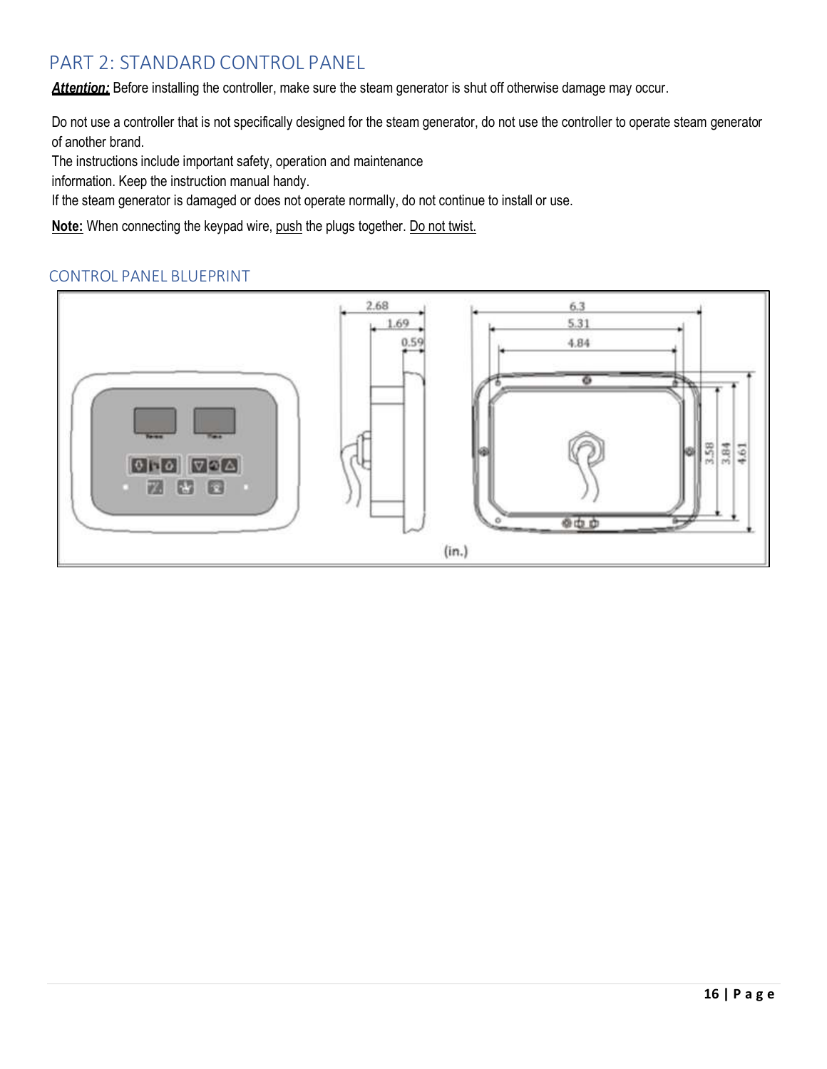## PART 2: STANDARD CONTROL PANEL

***Attention:*** Before installing the controller, make sure the steam generator is shut off otherwise damage may occur.

Do not use a controller that is not specifically designed for the steam generator, do not use the controller to operate steam generator of another brand.

The instructions include important safety, operation and maintenance information. Keep the instruction manual handy.

If the steam generator is damaged or does not operate normally, do not continue to install or use.

**Note:** When connecting the keypad wire, push the plugs together. Do not twist.

### CONTROL PANEL BLUEPRINT

2.68
1.69
0.59
6.3
5.31
4.84
3.58
3.84
4.61
(in.)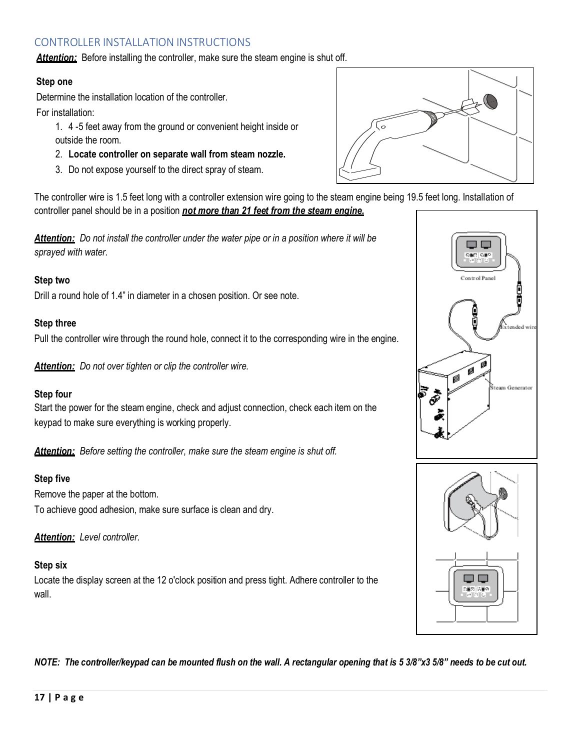## CONTROLLER INSTALLATION INSTRUCTIONS

***Attention:*** Before installing the controller, make sure the steam engine is shut off.

**Step one**

Determine the installation location of the controller.

For installation:

1. 4 -5 feet away from the ground or convenient height inside or outside the room.
2. **Locate controller on separate wall from steam nozzle.**
3. Do not expose yourself to the direct spray of steam.

The controller wire is 1.5 feet long with a controller extension wire going to the steam engine being 19.5 feet long. Installation of controller panel should be in a position ***not more than 21 feet from the steam engine.***

***Attention:*** *Do not install the controller under the water pipe or in a position where it will be sprayed with water.*

**Step two**

Drill a round hole of 1.4" in diameter in a chosen position. Or see note.

**Step three**

Pull the controller wire through the round hole, connect it to the corresponding wire in the engine.

***Attention:*** *Do not over tighten or clip the controller wire.*

**Step four**

Start the power for the steam engine, check and adjust connection, check each item on the keypad to make sure everything is working properly.

***Attention:*** *Before setting the controller, make sure the steam engine is shut off.*

**Step five**

Remove the paper at the bottom.

To achieve good adhesion, make sure surface is clean and dry.

***Attention:*** *Level controller.*

**Step six**

Locate the display screen at the 12 o'clock position and press tight. Adhere controller to the wall.

Control Panel

Extended wire

Steam Generator

***NOTE: The controller/keypad can be mounted flush on the wall. A rectangular opening that is 5 3/8"x3 5/8" needs to be cut out.***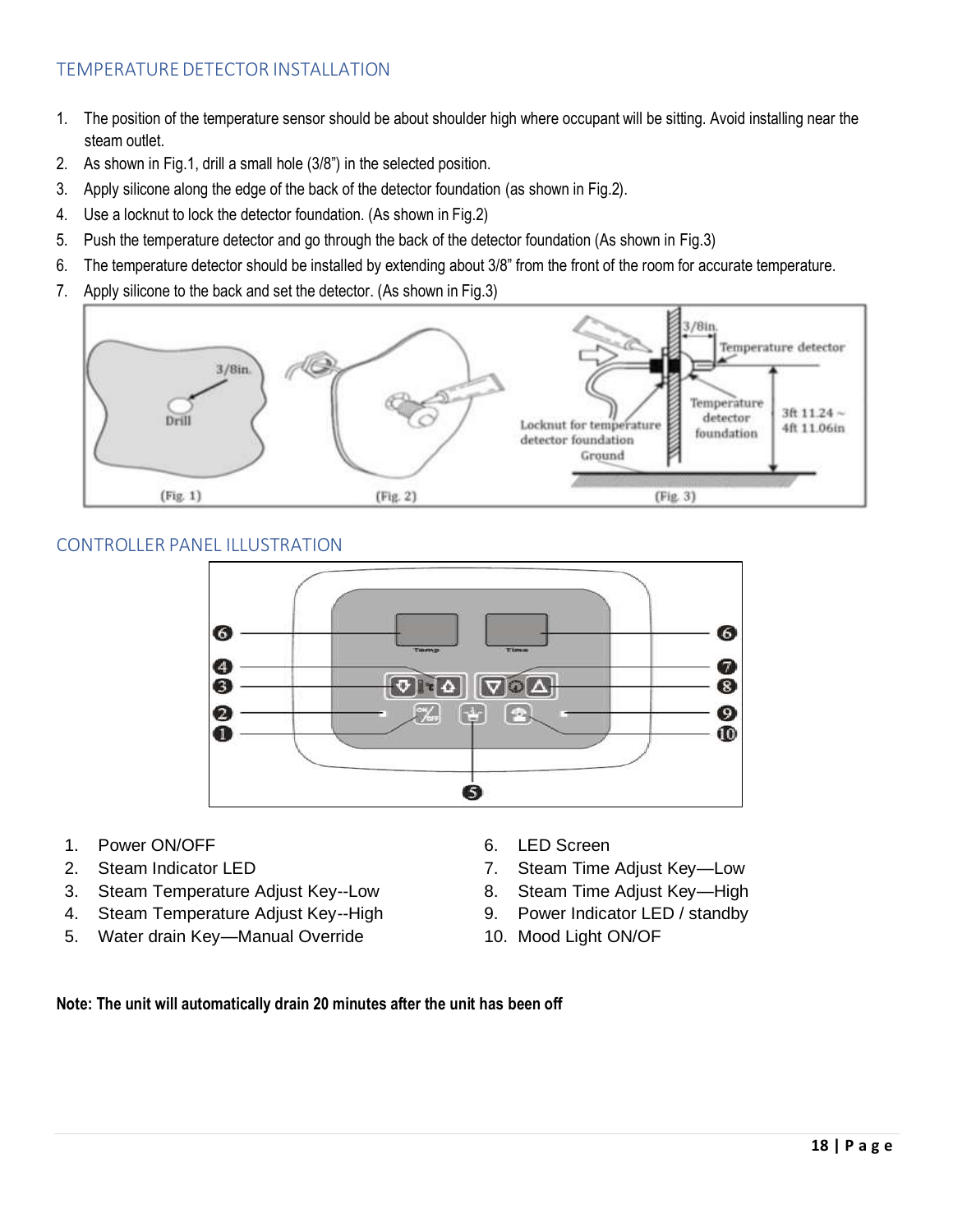## TEMPERATURE DETECTOR INSTALLATION

1. The position of the temperature sensor should be about shoulder high where occupant will be sitting. Avoid installing near the steam outlet.
2. As shown in Fig.1, drill a small hole (3/8") in the selected position.
3. Apply silicone along the edge of the back of the detector foundation (as shown in Fig.2).
4. Use a locknut to lock the detector foundation. (As shown in Fig.2)
5. Push the temperature detector and go through the back of the detector foundation (As shown in Fig.3)
6. The temperature detector should be installed by extending about 3/8" from the front of the room for accurate temperature.
7. Apply silicone to the back and set the detector. (As shown in Fig.3)

(Fig. 1) (Fig. 2) (Fig. 3)

## CONTROLLER PANEL ILLUSTRATION

1. Power ON/OFF
2. Steam Indicator LED
3. Steam Temperature Adjust Key--Low
4. Steam Temperature Adjust Key--High
5. Water drain Key—Manual Override
6. LED Screen
7. Steam Time Adjust Key—Low
8. Steam Time Adjust Key—High
9. Power Indicator LED / standby
10. Mood Light ON/OF

**Note: The unit will automatically drain 20 minutes after the unit has been off**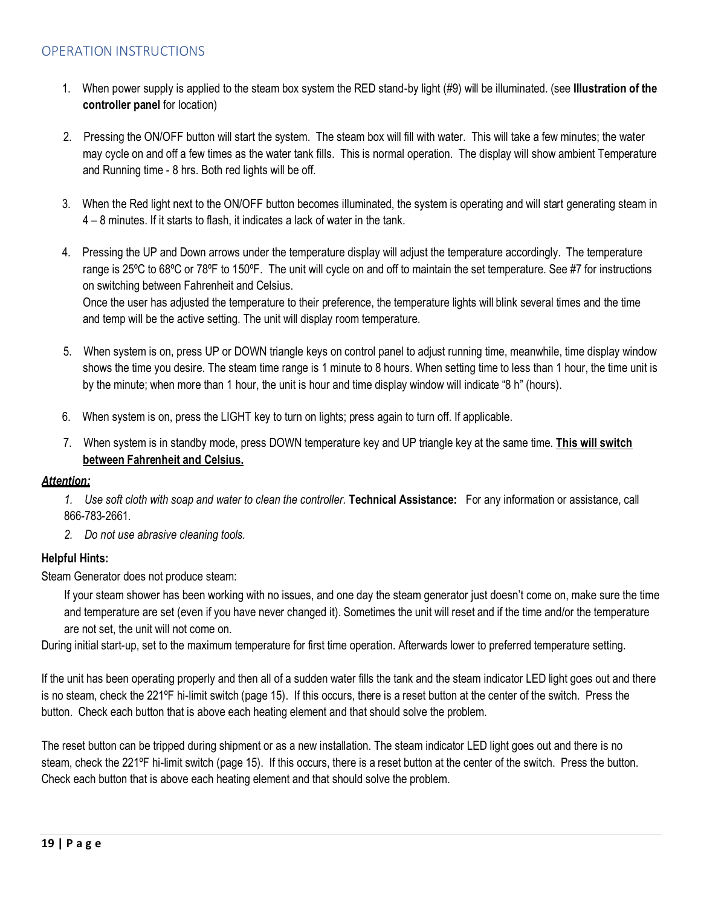## OPERATION INSTRUCTIONS

1. When power supply is applied to the steam box system the RED stand-by light (#9) will be illuminated. (see **Illustration of the controller panel** for location)

2. Pressing the ON/OFF button will start the system. The steam box will fill with water. This will take a few minutes; the water may cycle on and off a few times as the water tank fills. This is normal operation. The display will show ambient Temperature and Running time - 8 hrs. Both red lights will be off.

3. When the Red light next to the ON/OFF button becomes illuminated, the system is operating and will start generating steam in 4 – 8 minutes. If it starts to flash, it indicates a lack of water in the tank.

4. Pressing the UP and Down arrows under the temperature display will adjust the temperature accordingly. The temperature range is 25ºC to 68ºC or 78ºF to 150ºF. The unit will cycle on and off to maintain the set temperature. See #7 for instructions on switching between Fahrenheit and Celsius.
   Once the user has adjusted the temperature to their preference, the temperature lights will blink several times and the time and temp will be the active setting. The unit will display room temperature.

5. When system is on, press UP or DOWN triangle keys on control panel to adjust running time, meanwhile, time display window shows the time you desire. The steam time range is 1 minute to 8 hours. When setting time to less than 1 hour, the time unit is by the minute; when more than 1 hour, the unit is hour and time display window will indicate "8 h" (hours).

6. When system is on, press the LIGHT key to turn on lights; press again to turn off. If applicable.

7. When system is in standby mode, press DOWN temperature key and UP triangle key at the same time. **This will switch between Fahrenheit and Celsius.**

***Attention:***

1. *Use soft cloth with soap and water to clean the controller.* **Technical Assistance:** For any information or assistance, call 866-783-2661.
2. *Do not use abrasive cleaning tools.*

**Helpful Hints:**

Steam Generator does not produce steam:

If your steam shower has been working with no issues, and one day the steam generator just doesn't come on, make sure the time and temperature are set (even if you have never changed it). Sometimes the unit will reset and if the time and/or the temperature are not set, the unit will not come on.

During initial start-up, set to the maximum temperature for first time operation. Afterwards lower to preferred temperature setting.

If the unit has been operating properly and then all of a sudden water fills the tank and the steam indicator LED light goes out and there is no steam, check the 221ºF hi-limit switch (page 15). If this occurs, there is a reset button at the center of the switch. Press the button. Check each button that is above each heating element and that should solve the problem.

The reset button can be tripped during shipment or as a new installation. The steam indicator LED light goes out and there is no steam, check the 221ºF hi-limit switch (page 15). If this occurs, there is a reset button at the center of the switch. Press the button. Check each button that is above each heating element and that should solve the problem.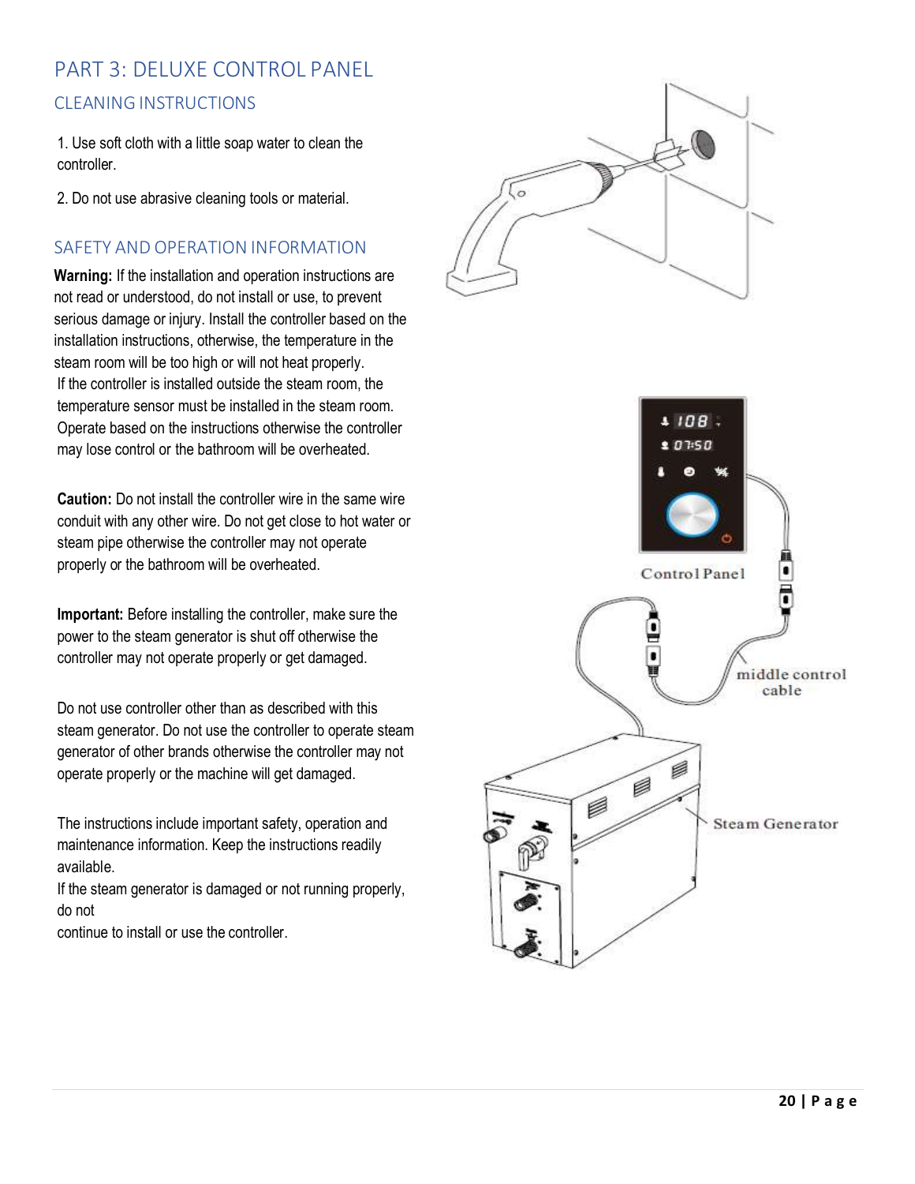# PART 3: DELUXE CONTROL PANEL

## CLEANING INSTRUCTIONS

1. Use soft cloth with a little soap water to clean the controller.
2. Do not use abrasive cleaning tools or material.

## SAFETY AND OPERATION INFORMATION

**Warning:** If the installation and operation instructions are not read or understood, do not install or use, to prevent serious damage or injury. Install the controller based on the installation instructions, otherwise, the temperature in the steam room will be too high or will not heat properly.
If the controller is installed outside the steam room, the temperature sensor must be installed in the steam room. Operate based on the instructions otherwise the controller may lose control or the bathroom will be overheated.

**Caution:** Do not install the controller wire in the same wire conduit with any other wire. Do not get close to hot water or steam pipe otherwise the controller may not operate properly or the bathroom will be overheated.

**Important:** Before installing the controller, make sure the power to the steam generator is shut off otherwise the controller may not operate properly or get damaged.

Do not use controller other than as described with this steam generator. Do not use the controller to operate steam generator of other brands otherwise the controller may not operate properly or the machine will get damaged.

The instructions include important safety, operation and maintenance information. Keep the instructions readily available.
If the steam generator is damaged or not running properly, do not
continue to install or use the controller.

Control Panel

middle control cable

Steam Generator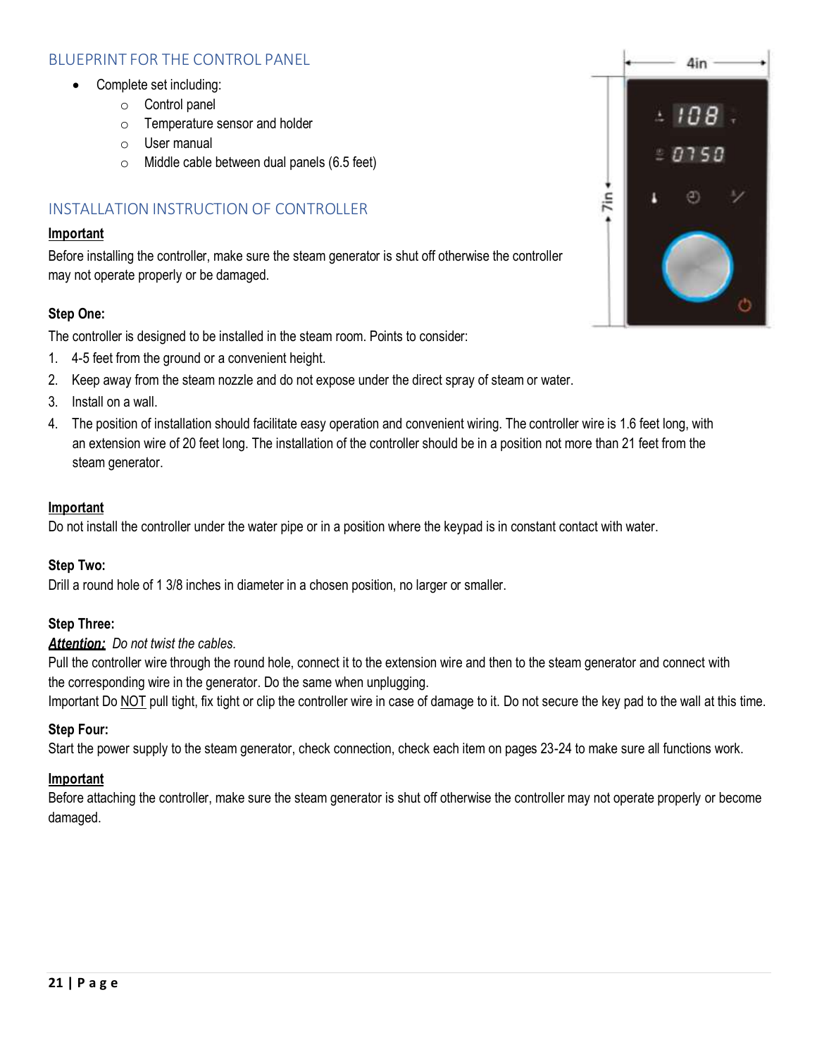## BLUEPRINT FOR THE CONTROL PANEL

- Complete set including:
  - Control panel
  - Temperature sensor and holder
  - User manual
  - Middle cable between dual panels (6.5 feet)

## INSTALLATION INSTRUCTION OF CONTROLLER

**Important**

Before installing the controller, make sure the steam generator is shut off otherwise the controller may not operate properly or be damaged.

**Step One:**

The controller is designed to be installed in the steam room. Points to consider:

1. 4-5 feet from the ground or a convenient height.
2. Keep away from the steam nozzle and do not expose under the direct spray of steam or water.
3. Install on a wall.
4. The position of installation should facilitate easy operation and convenient wiring. The controller wire is 1.6 feet long, with an extension wire of 20 feet long. The installation of the controller should be in a position not more than 21 feet from the steam generator.

**Important**

Do not install the controller under the water pipe or in a position where the keypad is in constant contact with water.

**Step Two:**

Drill a round hole of 1 3/8 inches in diameter in a chosen position, no larger or smaller.

**Step Three:**

***Attention:*** *Do not twist the cables.*

Pull the controller wire through the round hole, connect it to the extension wire and then to the steam generator and connect with the corresponding wire in the generator. Do the same when unplugging.

Important Do NOT pull tight, fix tight or clip the controller wire in case of damage to it. Do not secure the key pad to the wall at this time.

**Step Four:**

Start the power supply to the steam generator, check connection, check each item on pages 23-24 to make sure all functions work.

**Important**

Before attaching the controller, make sure the steam generator is shut off otherwise the controller may not operate properly or become damaged.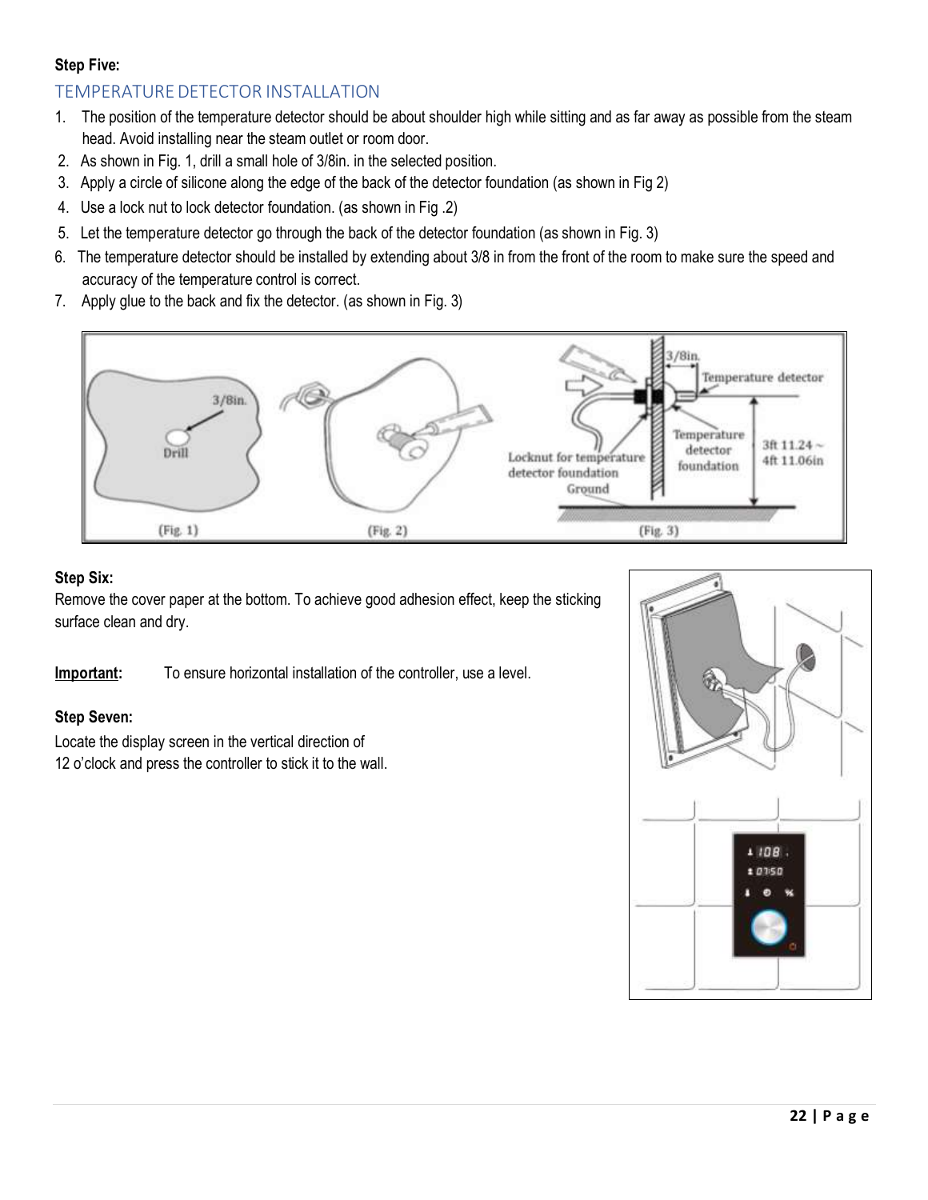**Step Five:**

## TEMPERATURE DETECTOR INSTALLATION

1. The position of the temperature detector should be about shoulder high while sitting and as far away as possible from the steam head. Avoid installing near the steam outlet or room door.
2. As shown in Fig. 1, drill a small hole of 3/8in. in the selected position.
3. Apply a circle of silicone along the edge of the back of the detector foundation (as shown in Fig 2)
4. Use a lock nut to lock detector foundation. (as shown in Fig .2)
5. Let the temperature detector go through the back of the detector foundation (as shown in Fig. 3)
6. The temperature detector should be installed by extending about 3/8 in from the front of the room to make sure the speed and accuracy of the temperature control is correct.
7. Apply glue to the back and fix the detector. (as shown in Fig. 3)

(Fig. 1) (Fig. 2) (Fig. 3)

**Step Six:**

Remove the cover paper at the bottom. To achieve good adhesion effect, keep the sticking surface clean and dry.

**Important:** To ensure horizontal installation of the controller, use a level.

**Step Seven:**

Locate the display screen in the vertical direction of 12 o'clock and press the controller to stick it to the wall.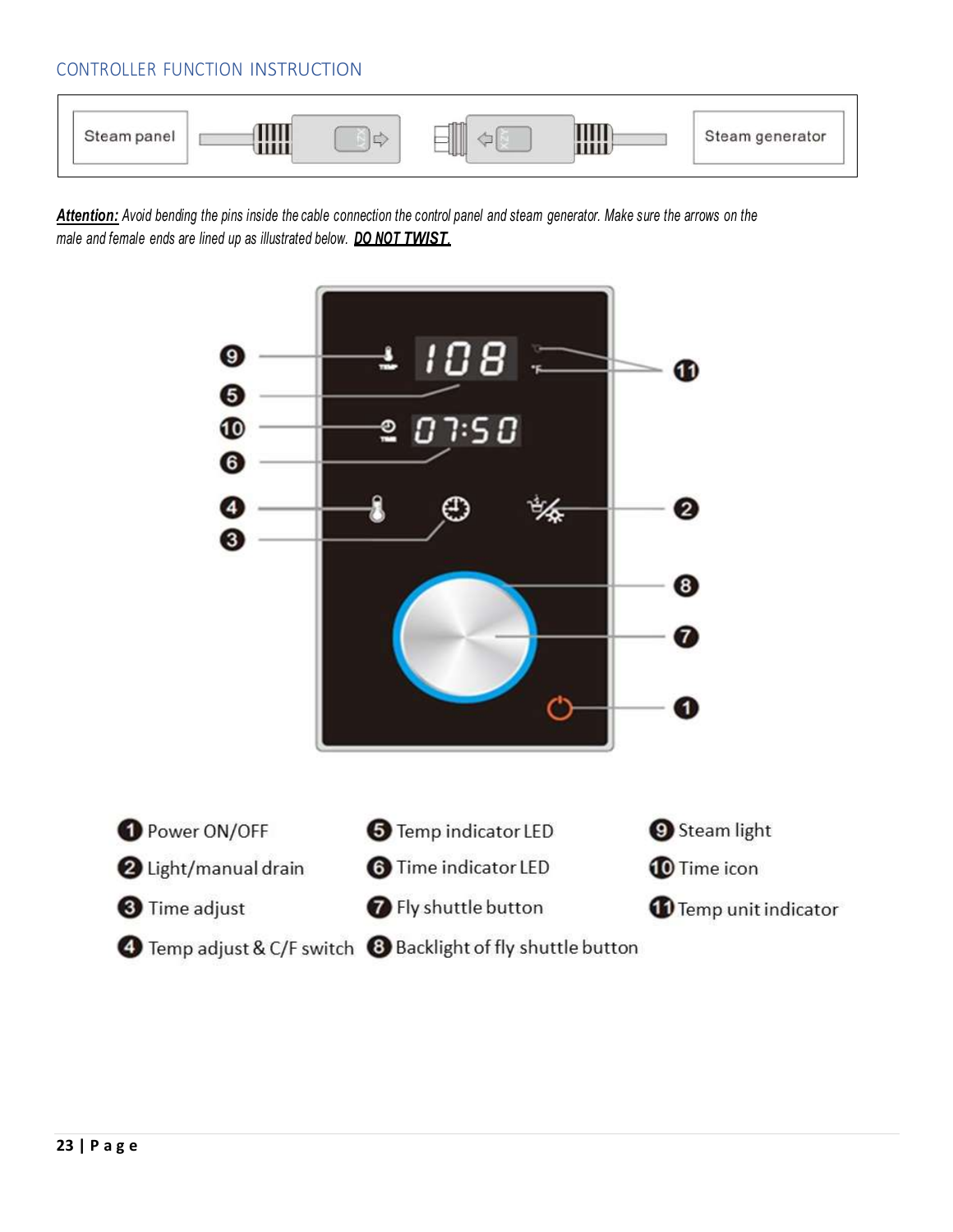## CONTROLLER FUNCTION INSTRUCTION

Steam panel | Steam generator

***Attention:*** *Avoid bending the pins inside the cable connection the control panel and steam generator. Make sure the arrows on the male and female ends are lined up as illustrated below.* ***DO NOT TWIST.***

1. Power ON/OFF
2. Light/manual drain
3. Time adjust
4. Temp adjust & C/F switch
5. Temp indicator LED
6. Time indicator LED
7. Fly shuttle button
8. Backlight of fly shuttle button
9. Steam light
10. Time icon
11. Temp unit indicator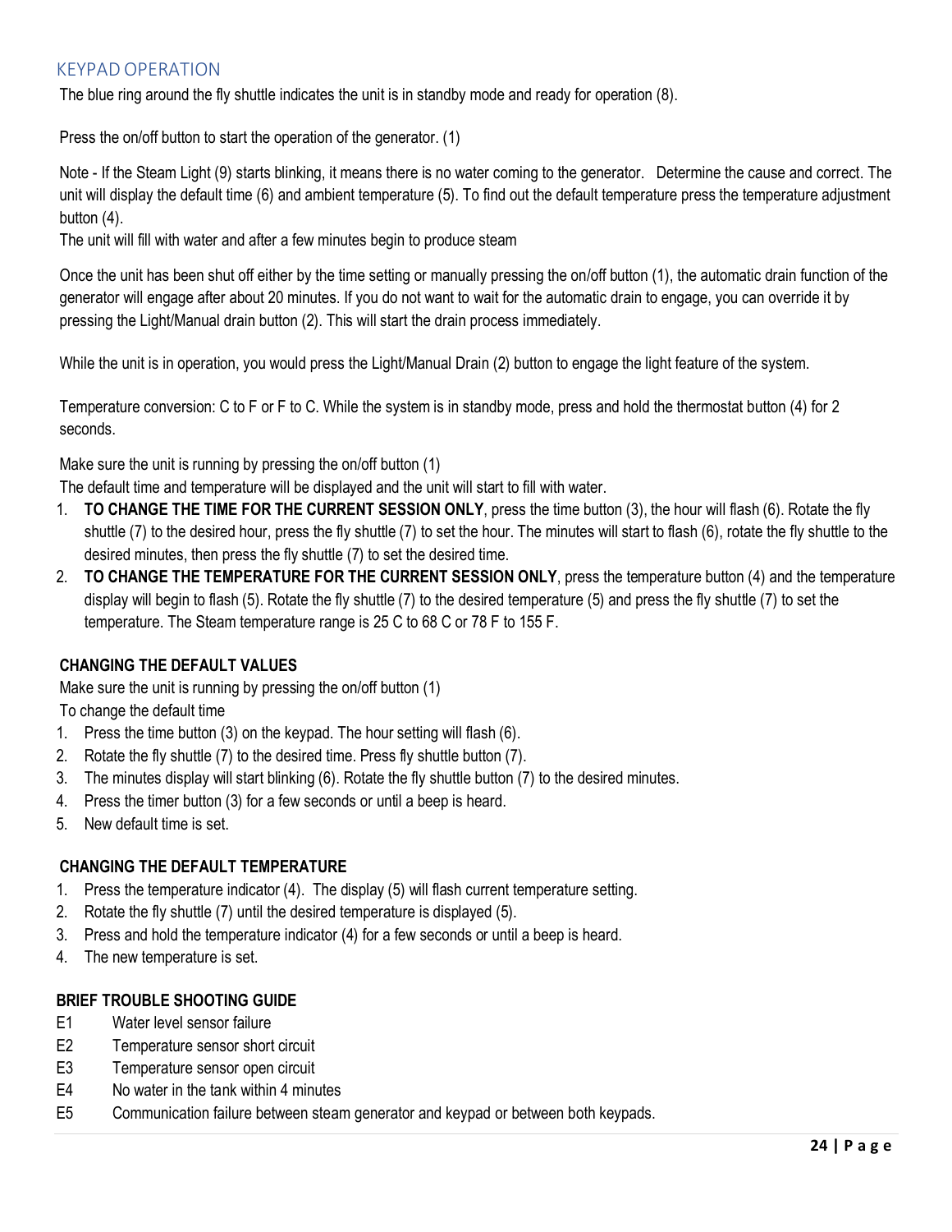## KEYPAD OPERATION

The blue ring around the fly shuttle indicates the unit is in standby mode and ready for operation (8).

Press the on/off button to start the operation of the generator. (1)

Note - If the Steam Light (9) starts blinking, it means there is no water coming to the generator. Determine the cause and correct. The unit will display the default time (6) and ambient temperature (5). To find out the default temperature press the temperature adjustment button (4).
The unit will fill with water and after a few minutes begin to produce steam

Once the unit has been shut off either by the time setting or manually pressing the on/off button (1), the automatic drain function of the generator will engage after about 20 minutes. If you do not want to wait for the automatic drain to engage, you can override it by pressing the Light/Manual drain button (2). This will start the drain process immediately.

While the unit is in operation, you would press the Light/Manual Drain (2) button to engage the light feature of the system.

Temperature conversion: C to F or F to C. While the system is in standby mode, press and hold the thermostat button (4) for 2 seconds.

Make sure the unit is running by pressing the on/off button (1)
The default time and temperature will be displayed and the unit will start to fill with water.

1. **TO CHANGE THE TIME FOR THE CURRENT SESSION ONLY**, press the time button (3), the hour will flash (6). Rotate the fly shuttle (7) to the desired hour, press the fly shuttle (7) to set the hour. The minutes will start to flash (6), rotate the fly shuttle to the desired minutes, then press the fly shuttle (7) to set the desired time.
2. **TO CHANGE THE TEMPERATURE FOR THE CURRENT SESSION ONLY**, press the temperature button (4) and the temperature display will begin to flash (5). Rotate the fly shuttle (7) to the desired temperature (5) and press the fly shuttle (7) to set the temperature. The Steam temperature range is 25 C to 68 C or 78 F to 155 F.

### CHANGING THE DEFAULT VALUES

Make sure the unit is running by pressing the on/off button (1)
To change the default time

1. Press the time button (3) on the keypad. The hour setting will flash (6).
2. Rotate the fly shuttle (7) to the desired time. Press fly shuttle button (7).
3. The minutes display will start blinking (6). Rotate the fly shuttle button (7) to the desired minutes.
4. Press the timer button (3) for a few seconds or until a beep is heard.
5. New default time is set.

### CHANGING THE DEFAULT TEMPERATURE

1. Press the temperature indicator (4). The display (5) will flash current temperature setting.
2. Rotate the fly shuttle (7) until the desired temperature is displayed (5).
3. Press and hold the temperature indicator (4) for a few seconds or until a beep is heard.
4. The new temperature is set.

### BRIEF TROUBLE SHOOTING GUIDE

| | |
|---|---|
| E1 | Water level sensor failure |
| E2 | Temperature sensor short circuit |
| E3 | Temperature sensor open circuit |
| E4 | No water in the tank within 4 minutes |
| E5 | Communication failure between steam generator and keypad or between both keypads. |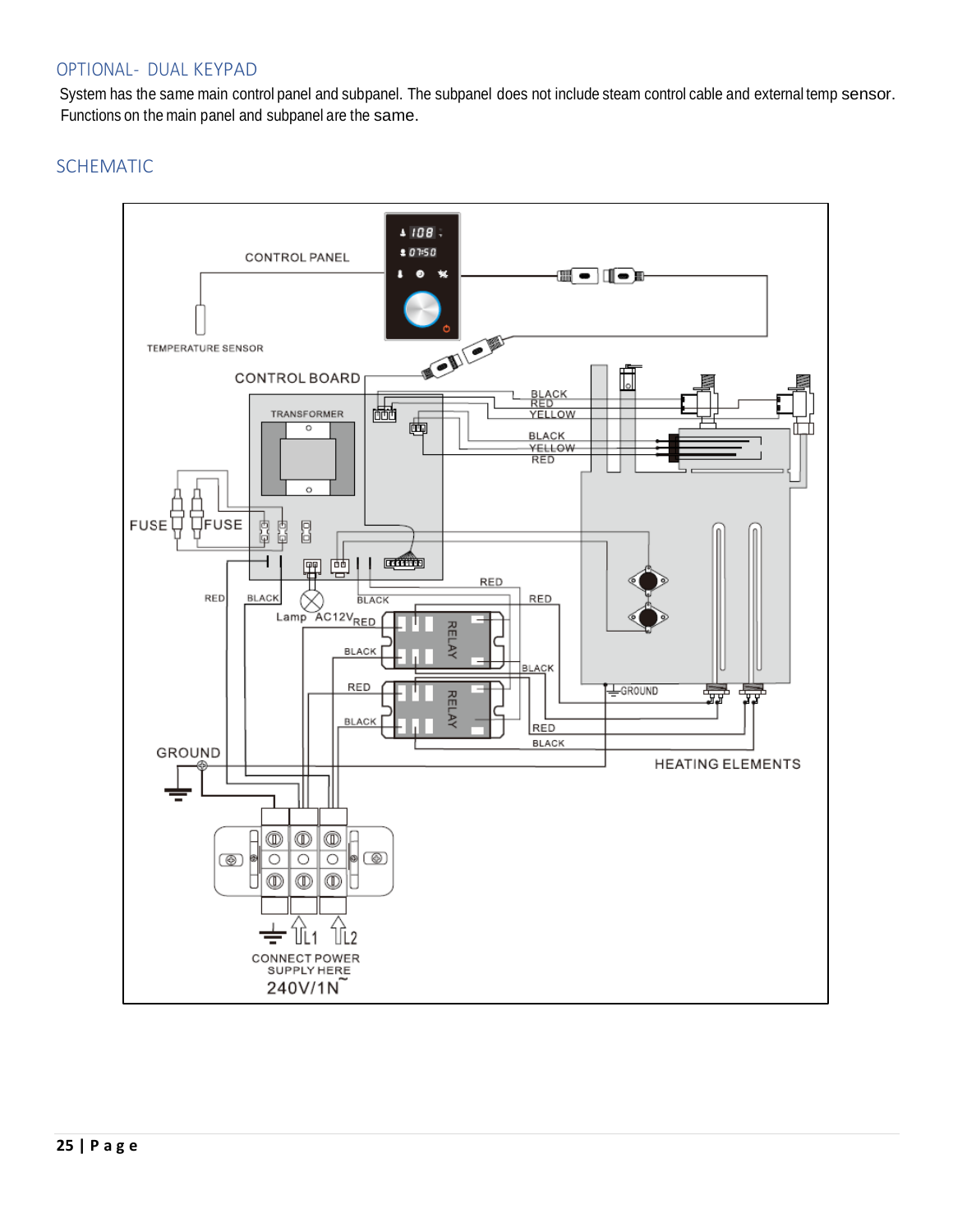## OPTIONAL- DUAL KEYPAD

System has the same main control panel and subpanel. The subpanel does not include steam control cable and external temp sensor. Functions on the main panel and subpanel are the same.

## SCHEMATIC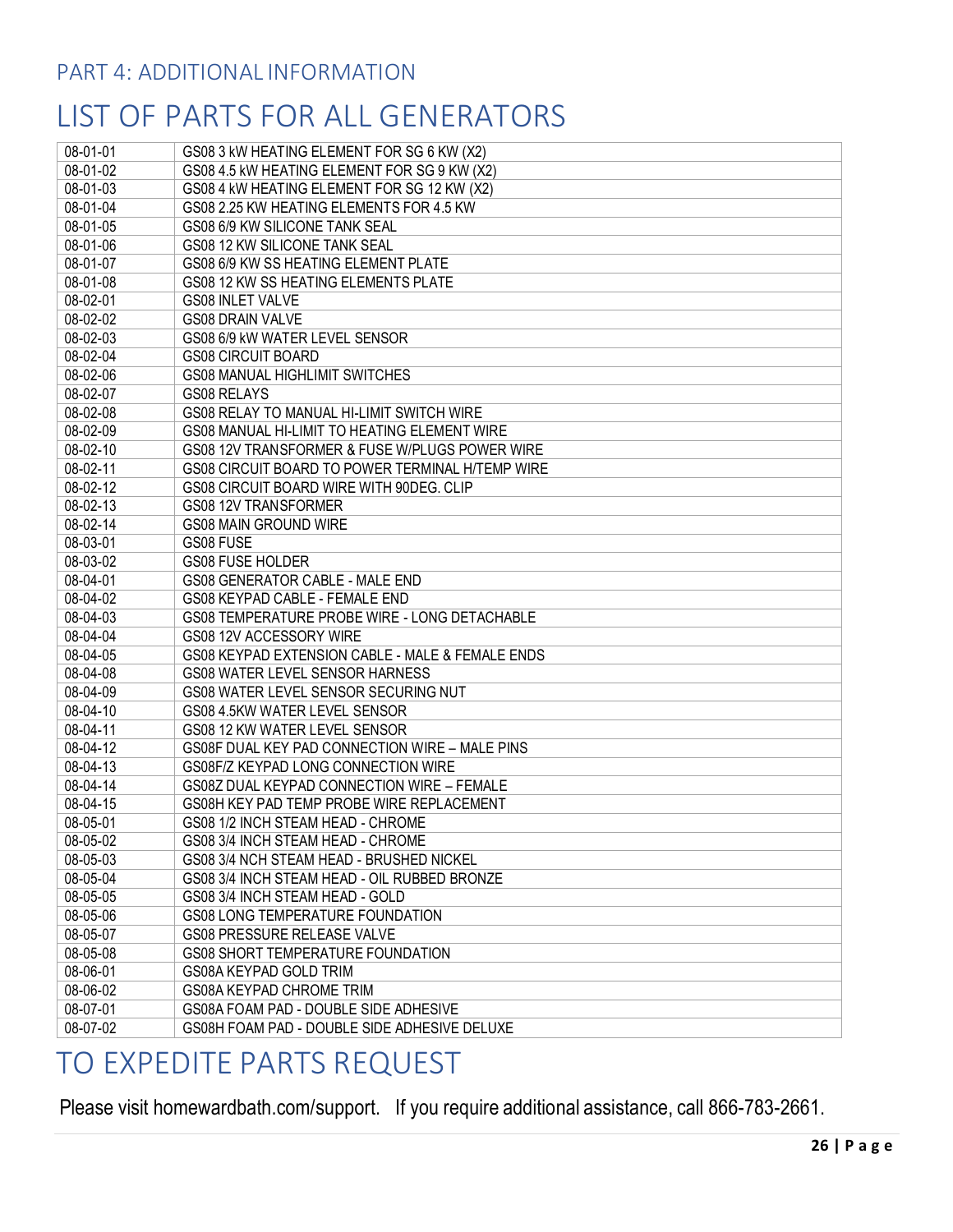PART 4: ADDITIONAL INFORMATION

# LIST OF PARTS FOR ALL GENERATORS

| | |
|---|---|
| 08-01-01 | GS08 3 kW HEATING ELEMENT FOR SG 6 KW (X2) |
| 08-01-02 | GS08 4.5 kW HEATING ELEMENT FOR SG 9 KW (X2) |
| 08-01-03 | GS08 4 kW HEATING ELEMENT FOR SG 12 KW (X2) |
| 08-01-04 | GS08 2.25 KW HEATING ELEMENTS FOR 4.5 KW |
| 08-01-05 | GS08 6/9 KW SILICONE TANK SEAL |
| 08-01-06 | GS08 12 KW SILICONE TANK SEAL |
| 08-01-07 | GS08 6/9 KW SS HEATING ELEMENT PLATE |
| 08-01-08 | GS08 12 KW SS HEATING ELEMENTS PLATE |
| 08-02-01 | GS08 INLET VALVE |
| 08-02-02 | GS08 DRAIN VALVE |
| 08-02-03 | GS08 6/9 kW WATER LEVEL SENSOR |
| 08-02-04 | GS08 CIRCUIT BOARD |
| 08-02-06 | GS08 MANUAL HIGHLIMIT SWITCHES |
| 08-02-07 | GS08 RELAYS |
| 08-02-08 | GS08 RELAY TO MANUAL HI-LIMIT SWITCH WIRE |
| 08-02-09 | GS08 MANUAL HI-LIMIT TO HEATING ELEMENT WIRE |
| 08-02-10 | GS08 12V TRANSFORMER & FUSE W/PLUGS POWER WIRE |
| 08-02-11 | GS08 CIRCUIT BOARD TO POWER TERMINAL H/TEMP WIRE |
| 08-02-12 | GS08 CIRCUIT BOARD WIRE WITH 90DEG. CLIP |
| 08-02-13 | GS08 12V TRANSFORMER |
| 08-02-14 | GS08 MAIN GROUND WIRE |
| 08-03-01 | GS08 FUSE |
| 08-03-02 | GS08 FUSE HOLDER |
| 08-04-01 | GS08 GENERATOR CABLE - MALE END |
| 08-04-02 | GS08 KEYPAD CABLE - FEMALE END |
| 08-04-03 | GS08 TEMPERATURE PROBE WIRE - LONG DETACHABLE |
| 08-04-04 | GS08 12V ACCESSORY WIRE |
| 08-04-05 | GS08 KEYPAD EXTENSION CABLE - MALE & FEMALE ENDS |
| 08-04-08 | GS08 WATER LEVEL SENSOR HARNESS |
| 08-04-09 | GS08 WATER LEVEL SENSOR SECURING NUT |
| 08-04-10 | GS08 4.5KW WATER LEVEL SENSOR |
| 08-04-11 | GS08 12 KW WATER LEVEL SENSOR |
| 08-04-12 | GS08F DUAL KEY PAD CONNECTION WIRE – MALE PINS |
| 08-04-13 | GS08F/Z KEYPAD LONG CONNECTION WIRE |
| 08-04-14 | GS08Z DUAL KEYPAD CONNECTION WIRE – FEMALE |
| 08-04-15 | GS08H KEY PAD TEMP PROBE WIRE REPLACEMENT |
| 08-05-01 | GS08 1/2 INCH STEAM HEAD - CHROME |
| 08-05-02 | GS08 3/4 INCH STEAM HEAD - CHROME |
| 08-05-03 | GS08 3/4 NCH STEAM HEAD - BRUSHED NICKEL |
| 08-05-04 | GS08 3/4 INCH STEAM HEAD - OIL RUBBED BRONZE |
| 08-05-05 | GS08 3/4 INCH STEAM HEAD - GOLD |
| 08-05-06 | GS08 LONG TEMPERATURE FOUNDATION |
| 08-05-07 | GS08 PRESSURE RELEASE VALVE |
| 08-05-08 | GS08 SHORT TEMPERATURE FOUNDATION |
| 08-06-01 | GS08A KEYPAD GOLD TRIM |
| 08-06-02 | GS08A KEYPAD CHROME TRIM |
| 08-07-01 | GS08A FOAM PAD - DOUBLE SIDE ADHESIVE |
| 08-07-02 | GS08H FOAM PAD - DOUBLE SIDE ADHESIVE DELUXE |

# TO EXPEDITE PARTS REQUEST

Please visit homewardbath.com/support. If you require additional assistance, call 866-783-2661.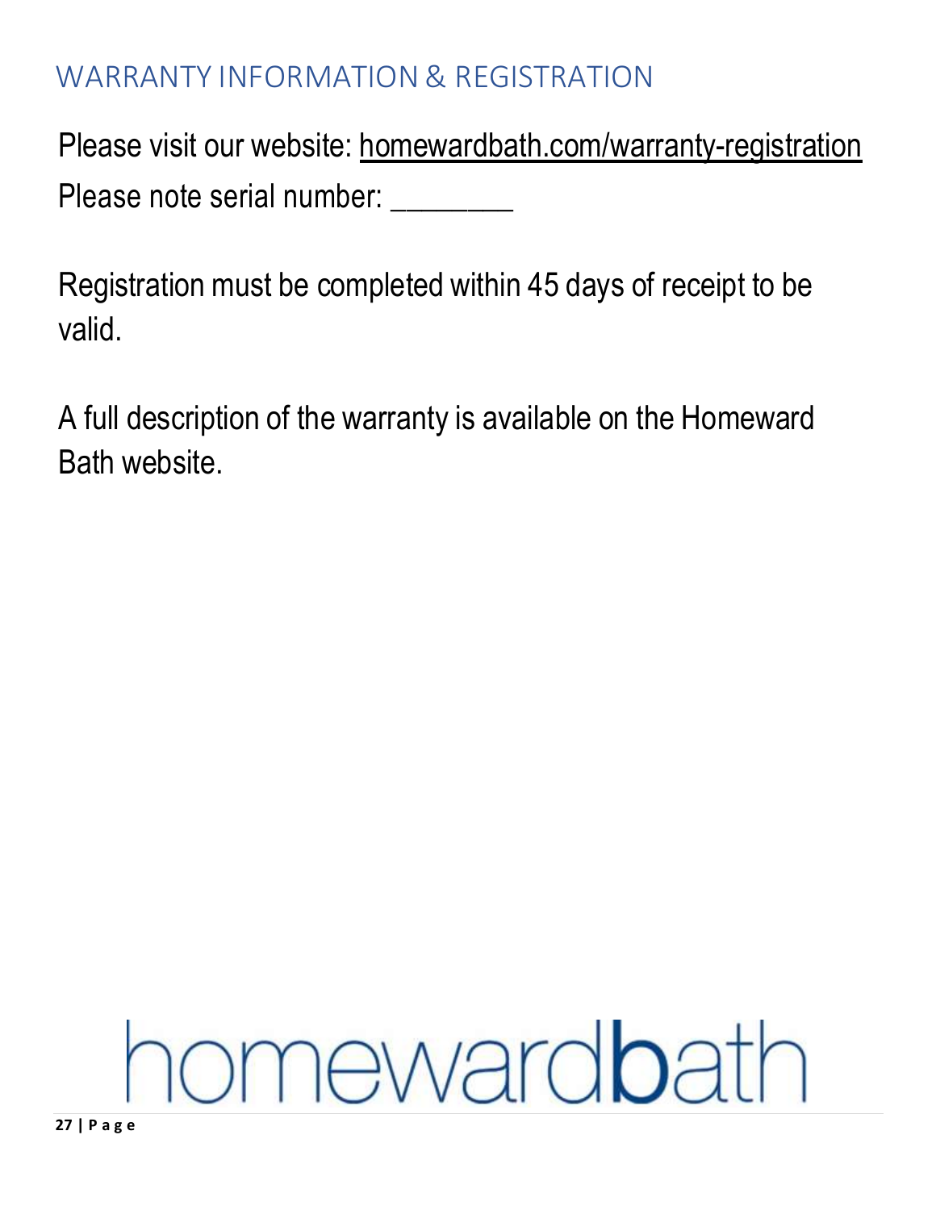## WARRANTY INFORMATION & REGISTRATION

Please visit our website: homewardbath.com/warranty-registration

Please note serial number: ________

Registration must be completed within 45 days of receipt to be valid.

A full description of the warranty is available on the Homeward Bath website.

homewardbath